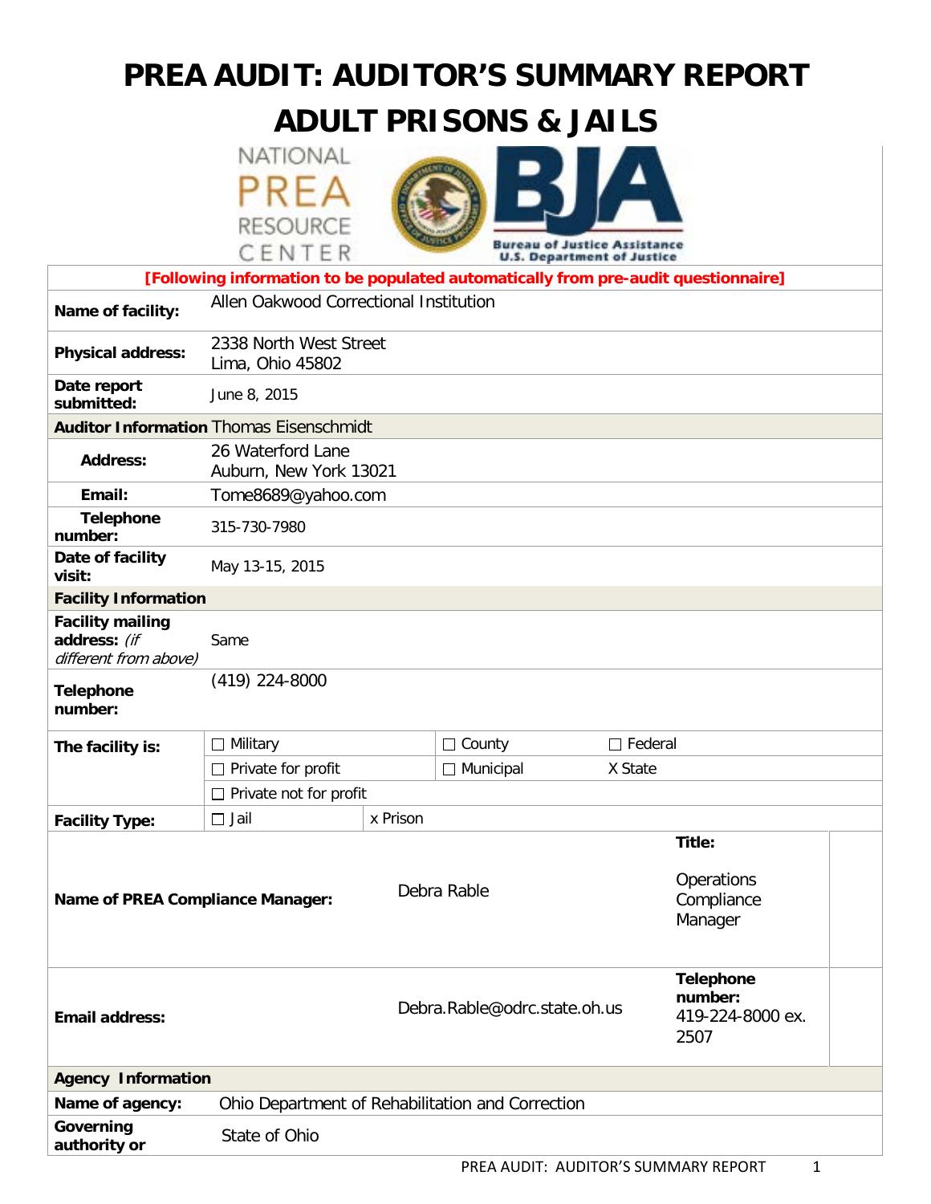# PREA AUDIT: AUDITOR'S SUMMARY REPORT
# ADULT PRISONS & JAILS

**[Following information to be populated automatically from pre-audit questionnaire]**

| | | | | |
|---|---|---|---|---|
| **Name of facility:** | Allen Oakwood Correctional Institution | | | |
| **Physical address:** | 2338 North West Street<br>Lima, Ohio 45802 | | | |
| **Date report submitted:** | June 8, 2015 | | | |
| **Auditor Information** | Thomas Eisenschmidt | | | |
| **Address:** | 26 Waterford Lane<br>Auburn, New York 13021 | | | |
| **Email:** | Tome8689@yahoo.com | | | |
| **Telephone number:** | 315-730-7980 | | | |
| **Date of facility visit:** | May 13-15, 2015 | | | |
| **Facility Information** | | | | |
| **Facility mailing address:** *(if different from above)* | Same | | | |
| **Telephone number:** | (419) 224-8000 | | | |
| **The facility is:** | ☐ Military | | ☐ County | ☐ Federal |
| | ☐ Private for profit | | ☐ Municipal | X State |
| | ☐ Private not for profit | | | |
| **Facility Type:** | ☐ Jail | x Prison | | |
| **Name of PREA Compliance Manager:** | | Debra Rable | **Title:**<br>Operations Compliance Manager | |
| **Email address:** | | Debra.Rable@odrc.state.oh.us | **Telephone number:**<br>419-224-8000 ex. 2507 | |
| **Agency Information** | | | | |
| **Name of agency:** | Ohio Department of Rehabilitation and Correction | | | |
| **Governing authority or** | State of Ohio | | | |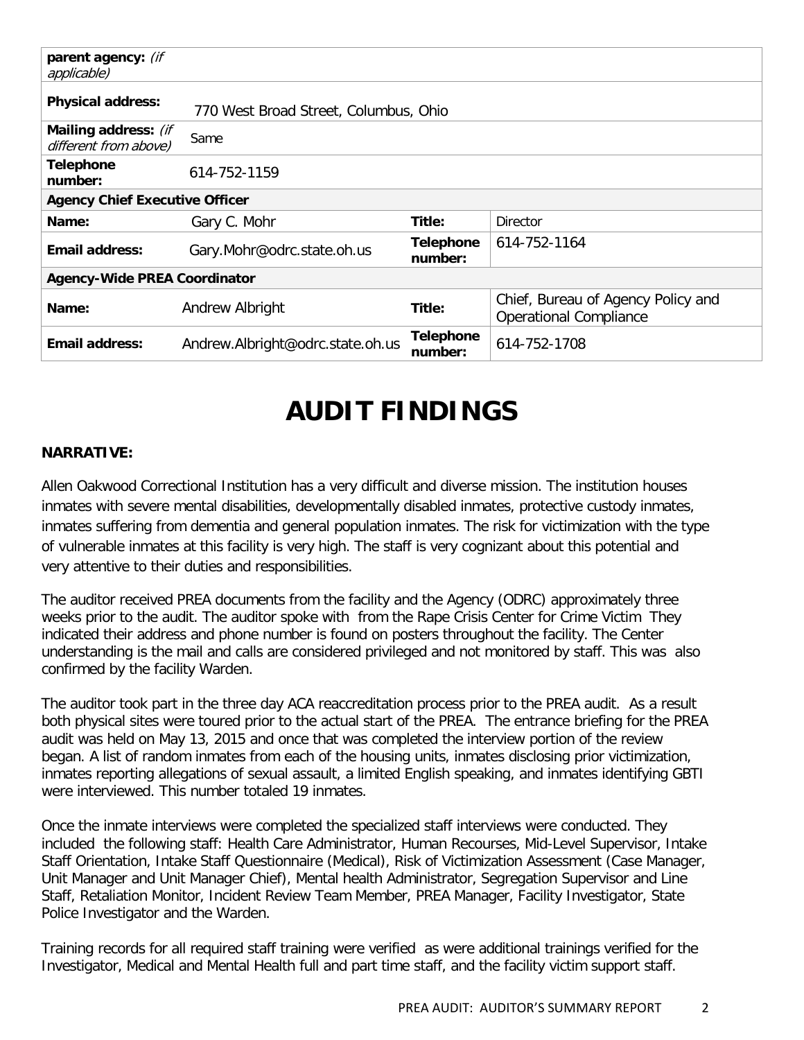| parent agency: *(if applicable)* | | | |
|---|---|---|---|
| **Physical address:** | 770 West Broad Street, Columbus, Ohio | | |
| **Mailing address:** *(if different from above)* | Same | | |
| **Telephone number:** | 614-752-1159 | | |
| **Agency Chief Executive Officer** | | | |
| **Name:** | Gary C. Mohr | **Title:** | Director |
| **Email address:** | Gary.Mohr@odrc.state.oh.us | **Telephone number:** | 614-752-1164 |
| **Agency-Wide PREA Coordinator** | | | |
| **Name:** | Andrew Albright | **Title:** | Chief, Bureau of Agency Policy and Operational Compliance |
| **Email address:** | Andrew.Albright@odrc.state.oh.us | **Telephone number:** | 614-752-1708 |

# AUDIT FINDINGS

**NARRATIVE:**

Allen Oakwood Correctional Institution has a very difficult and diverse mission. The institution houses inmates with severe mental disabilities, developmentally disabled inmates, protective custody inmates, inmates suffering from dementia and general population inmates. The risk for victimization with the type of vulnerable inmates at this facility is very high. The staff is very cognizant about this potential and very attentive to their duties and responsibilities.

The auditor received PREA documents from the facility and the Agency (ODRC) approximately three weeks prior to the audit. The auditor spoke with from the Rape Crisis Center for Crime Victim They indicated their address and phone number is found on posters throughout the facility. The Center understanding is the mail and calls are considered privileged and not monitored by staff. This was also confirmed by the facility Warden.

The auditor took part in the three day ACA reaccreditation process prior to the PREA audit. As a result both physical sites were toured prior to the actual start of the PREA. The entrance briefing for the PREA audit was held on May 13, 2015 and once that was completed the interview portion of the review began. A list of random inmates from each of the housing units, inmates disclosing prior victimization, inmates reporting allegations of sexual assault, a limited English speaking, and inmates identifying GBTI were interviewed. This number totaled 19 inmates.

Once the inmate interviews were completed the specialized staff interviews were conducted. They included the following staff: Health Care Administrator, Human Recourses, Mid-Level Supervisor, Intake Staff Orientation, Intake Staff Questionnaire (Medical), Risk of Victimization Assessment (Case Manager, Unit Manager and Unit Manager Chief), Mental health Administrator, Segregation Supervisor and Line Staff, Retaliation Monitor, Incident Review Team Member, PREA Manager, Facility Investigator, State Police Investigator and the Warden.

Training records for all required staff training were verified as were additional trainings verified for the Investigator, Medical and Mental Health full and part time staff, and the facility victim support staff.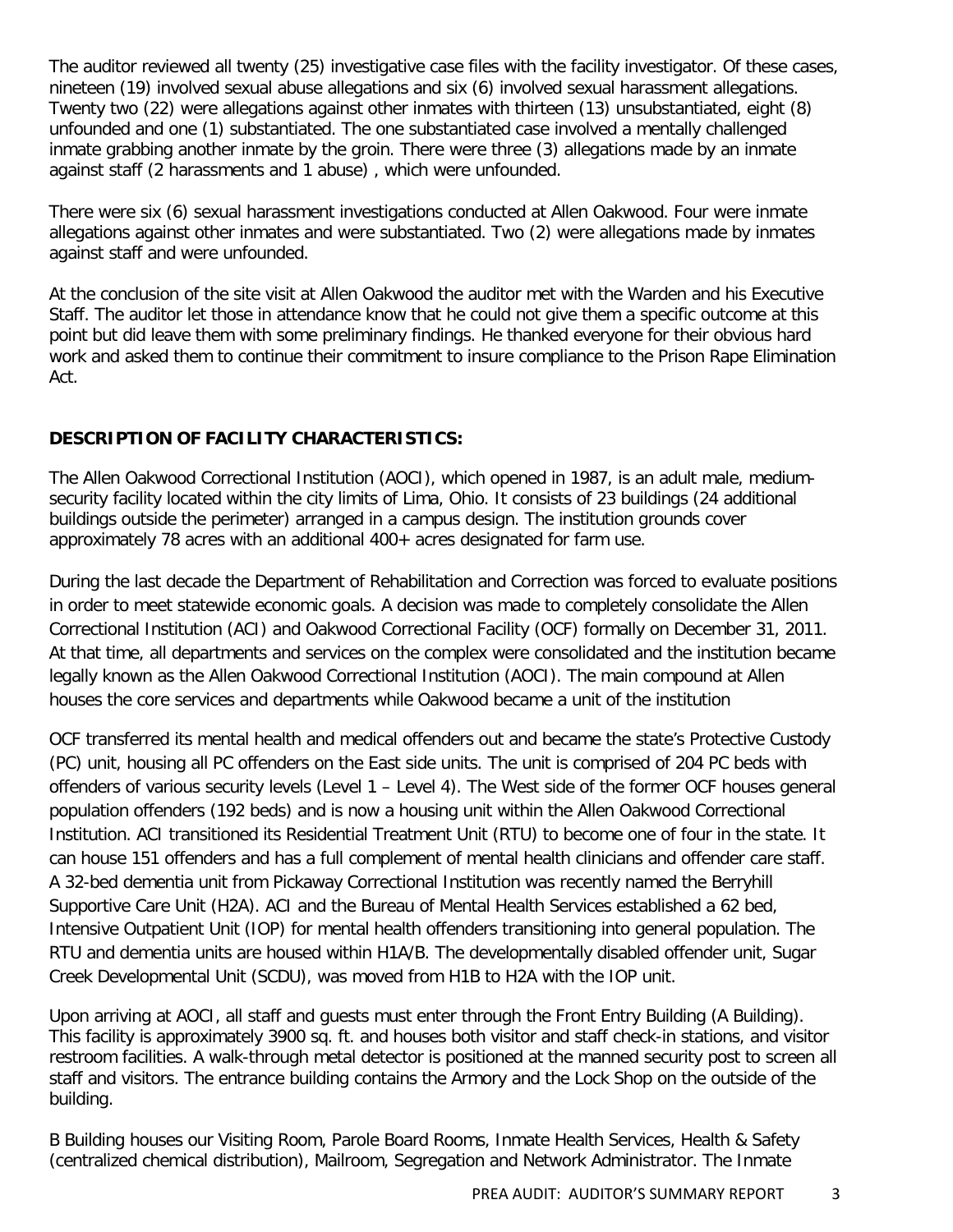The auditor reviewed all twenty (25) investigative case files with the facility investigator. Of these cases, nineteen (19) involved sexual abuse allegations and six (6) involved sexual harassment allegations. Twenty two (22) were allegations against other inmates with thirteen (13) unsubstantiated, eight (8) unfounded and one (1) substantiated. The one substantiated case involved a mentally challenged inmate grabbing another inmate by the groin. There were three (3) allegations made by an inmate against staff (2 harassments and 1 abuse) , which were unfounded.

There were six (6) sexual harassment investigations conducted at Allen Oakwood. Four were inmate allegations against other inmates and were substantiated. Two (2) were allegations made by inmates against staff and were unfounded.

At the conclusion of the site visit at Allen Oakwood the auditor met with the Warden and his Executive Staff. The auditor let those in attendance know that he could not give them a specific outcome at this point but did leave them with some preliminary findings. He thanked everyone for their obvious hard work and asked them to continue their commitment to insure compliance to the Prison Rape Elimination Act.

**DESCRIPTION OF FACILITY CHARACTERISTICS:**

The Allen Oakwood Correctional Institution (AOCI), which opened in 1987, is an adult male, medium-security facility located within the city limits of Lima, Ohio. It consists of 23 buildings (24 additional buildings outside the perimeter) arranged in a campus design. The institution grounds cover approximately 78 acres with an additional 400+ acres designated for farm use.

During the last decade the Department of Rehabilitation and Correction was forced to evaluate positions in order to meet statewide economic goals. A decision was made to completely consolidate the Allen Correctional Institution (ACI) and Oakwood Correctional Facility (OCF) formally on December 31, 2011. At that time, all departments and services on the complex were consolidated and the institution became legally known as the Allen Oakwood Correctional Institution (AOCI). The main compound at Allen houses the core services and departments while Oakwood became a unit of the institution

OCF transferred its mental health and medical offenders out and became the state's Protective Custody (PC) unit, housing all PC offenders on the East side units. The unit is comprised of 204 PC beds with offenders of various security levels (Level 1 – Level 4). The West side of the former OCF houses general population offenders (192 beds) and is now a housing unit within the Allen Oakwood Correctional Institution. ACI transitioned its Residential Treatment Unit (RTU) to become one of four in the state. It can house 151 offenders and has a full complement of mental health clinicians and offender care staff. A 32-bed dementia unit from Pickaway Correctional Institution was recently named the Berryhill Supportive Care Unit (H2A). ACI and the Bureau of Mental Health Services established a 62 bed, Intensive Outpatient Unit (IOP) for mental health offenders transitioning into general population. The RTU and dementia units are housed within H1A/B. The developmentally disabled offender unit, Sugar Creek Developmental Unit (SCDU), was moved from H1B to H2A with the IOP unit.

Upon arriving at AOCI, all staff and guests must enter through the Front Entry Building (A Building). This facility is approximately 3900 sq. ft. and houses both visitor and staff check-in stations, and visitor restroom facilities. A walk-through metal detector is positioned at the manned security post to screen all staff and visitors. The entrance building contains the Armory and the Lock Shop on the outside of the building.

B Building houses our Visiting Room, Parole Board Rooms, Inmate Health Services, Health & Safety (centralized chemical distribution), Mailroom, Segregation and Network Administrator. The Inmate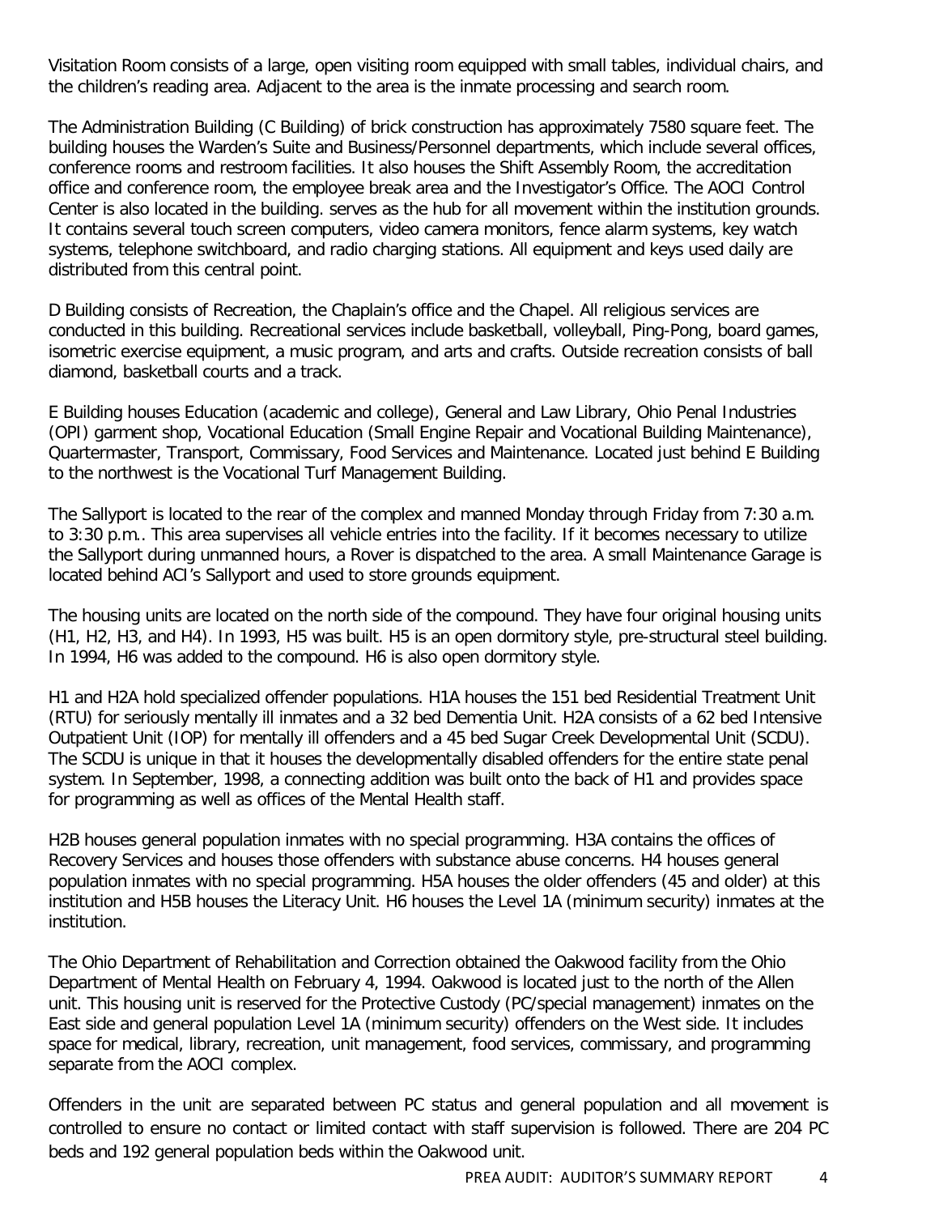Visitation Room consists of a large, open visiting room equipped with small tables, individual chairs, and the children's reading area. Adjacent to the area is the inmate processing and search room.

The Administration Building (C Building) of brick construction has approximately 7580 square feet. The building houses the Warden's Suite and Business/Personnel departments, which include several offices, conference rooms and restroom facilities. It also houses the Shift Assembly Room, the accreditation office and conference room, the employee break area and the Investigator's Office. The AOCI Control Center is also located in the building. serves as the hub for all movement within the institution grounds. It contains several touch screen computers, video camera monitors, fence alarm systems, key watch systems, telephone switchboard, and radio charging stations. All equipment and keys used daily are distributed from this central point.

D Building consists of Recreation, the Chaplain's office and the Chapel. All religious services are conducted in this building. Recreational services include basketball, volleyball, Ping-Pong, board games, isometric exercise equipment, a music program, and arts and crafts. Outside recreation consists of ball diamond, basketball courts and a track.

E Building houses Education (academic and college), General and Law Library, Ohio Penal Industries (OPI) garment shop, Vocational Education (Small Engine Repair and Vocational Building Maintenance), Quartermaster, Transport, Commissary, Food Services and Maintenance. Located just behind E Building to the northwest is the Vocational Turf Management Building.

The Sallyport is located to the rear of the complex and manned Monday through Friday from 7:30 a.m. to 3:30 p.m.. This area supervises all vehicle entries into the facility. If it becomes necessary to utilize the Sallyport during unmanned hours, a Rover is dispatched to the area. A small Maintenance Garage is located behind ACI's Sallyport and used to store grounds equipment.

The housing units are located on the north side of the compound. They have four original housing units (H1, H2, H3, and H4). In 1993, H5 was built. H5 is an open dormitory style, pre-structural steel building. In 1994, H6 was added to the compound. H6 is also open dormitory style.

H1 and H2A hold specialized offender populations. H1A houses the 151 bed Residential Treatment Unit (RTU) for seriously mentally ill inmates and a 32 bed Dementia Unit. H2A consists of a 62 bed Intensive Outpatient Unit (IOP) for mentally ill offenders and a 45 bed Sugar Creek Developmental Unit (SCDU). The SCDU is unique in that it houses the developmentally disabled offenders for the entire state penal system. In September, 1998, a connecting addition was built onto the back of H1 and provides space for programming as well as offices of the Mental Health staff.

H2B houses general population inmates with no special programming. H3A contains the offices of Recovery Services and houses those offenders with substance abuse concerns. H4 houses general population inmates with no special programming. H5A houses the older offenders (45 and older) at this institution and H5B houses the Literacy Unit. H6 houses the Level 1A (minimum security) inmates at the institution.

The Ohio Department of Rehabilitation and Correction obtained the Oakwood facility from the Ohio Department of Mental Health on February 4, 1994. Oakwood is located just to the north of the Allen unit. This housing unit is reserved for the Protective Custody (PC/special management) inmates on the East side and general population Level 1A (minimum security) offenders on the West side. It includes space for medical, library, recreation, unit management, food services, commissary, and programming separate from the AOCI complex.

Offenders in the unit are separated between PC status and general population and all movement is controlled to ensure no contact or limited contact with staff supervision is followed. There are 204 PC beds and 192 general population beds within the Oakwood unit.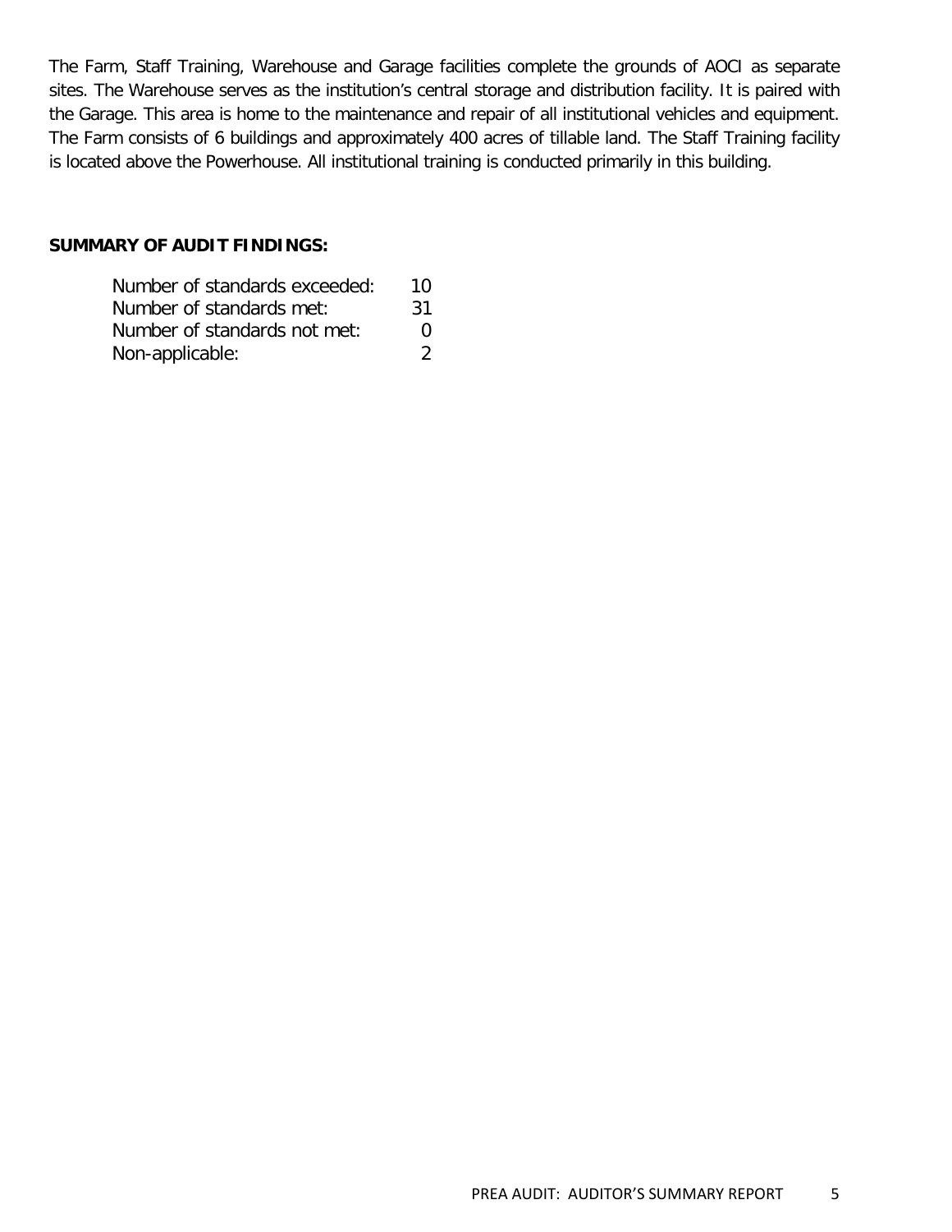The Farm, Staff Training, Warehouse and Garage facilities complete the grounds of AOCI as separate sites. The Warehouse serves as the institution's central storage and distribution facility. It is paired with the Garage. This area is home to the maintenance and repair of all institutional vehicles and equipment. The Farm consists of 6 buildings and approximately 400 acres of tillable land. The Staff Training facility is located above the Powerhouse. All institutional training is conducted primarily in this building.

**SUMMARY OF AUDIT FINDINGS:**

| | |
|---|---|
| Number of standards exceeded: | 10 |
| Number of standards met: | 31 |
| Number of standards not met: | 0 |
| Non-applicable: | 2 |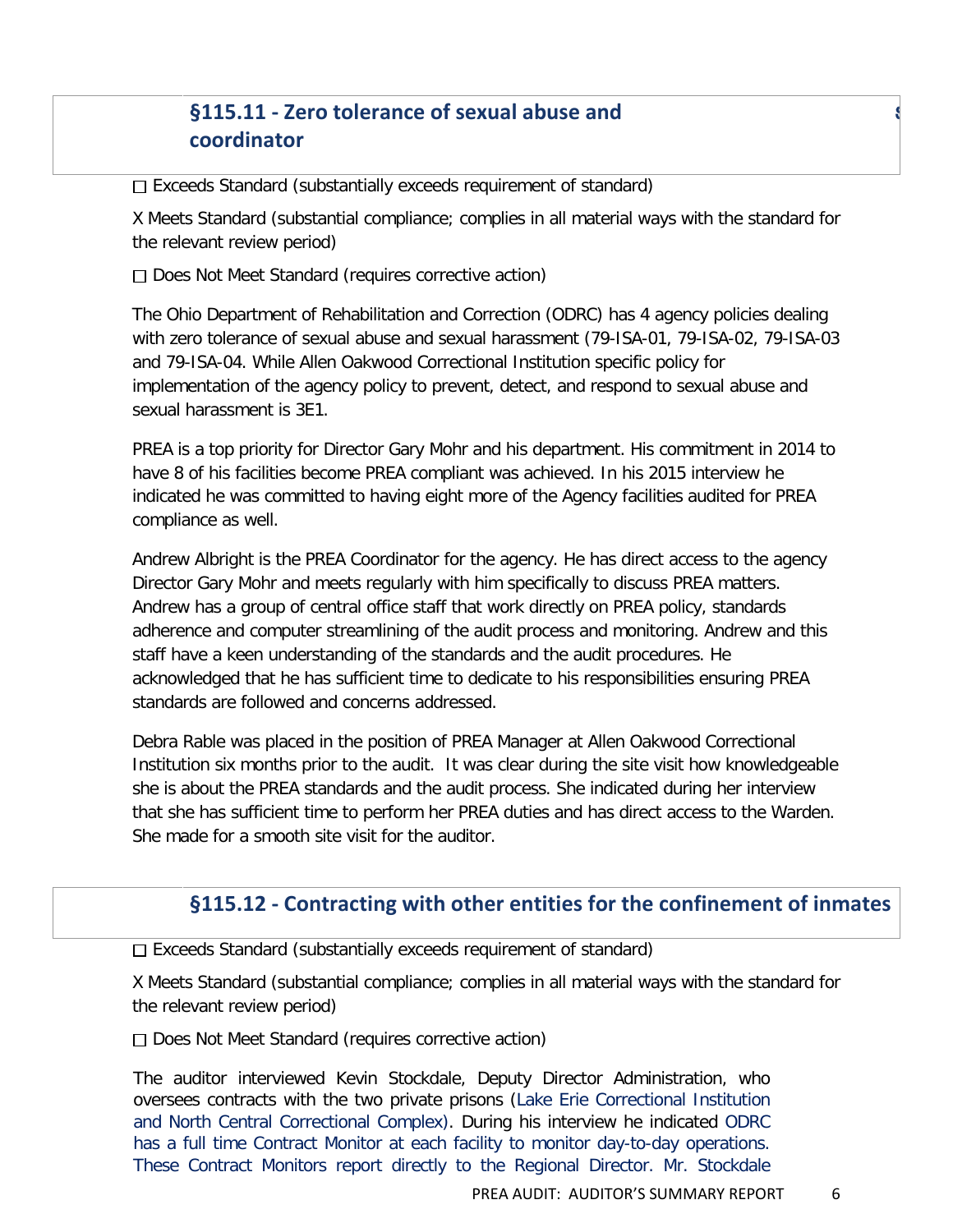## §115.11 - Zero tolerance of sexual abuse and coordinator

☐ Exceeds Standard (substantially exceeds requirement of standard)

X Meets Standard (substantial compliance; complies in all material ways with the standard for the relevant review period)

☐ Does Not Meet Standard (requires corrective action)

The Ohio Department of Rehabilitation and Correction (ODRC) has 4 agency policies dealing with zero tolerance of sexual abuse and sexual harassment (79-ISA-01, 79-ISA-02, 79-ISA-03 and 79-ISA-04. While Allen Oakwood Correctional Institution specific policy for implementation of the agency policy to prevent, detect, and respond to sexual abuse and sexual harassment is 3E1.

PREA is a top priority for Director Gary Mohr and his department. His commitment in 2014 to have 8 of his facilities become PREA compliant was achieved. In his 2015 interview he indicated he was committed to having eight more of the Agency facilities audited for PREA compliance as well.

Andrew Albright is the PREA Coordinator for the agency. He has direct access to the agency Director Gary Mohr and meets regularly with him specifically to discuss PREA matters. Andrew has a group of central office staff that work directly on PREA policy, standards adherence and computer streamlining of the audit process and monitoring. Andrew and this staff have a keen understanding of the standards and the audit procedures. He acknowledged that he has sufficient time to dedicate to his responsibilities ensuring PREA standards are followed and concerns addressed.

Debra Rable was placed in the position of PREA Manager at Allen Oakwood Correctional Institution six months prior to the audit. It was clear during the site visit how knowledgeable she is about the PREA standards and the audit process. She indicated during her interview that she has sufficient time to perform her PREA duties and has direct access to the Warden. She made for a smooth site visit for the auditor.

## §115.12 - Contracting with other entities for the confinement of inmates

☐ Exceeds Standard (substantially exceeds requirement of standard)

X Meets Standard (substantial compliance; complies in all material ways with the standard for the relevant review period)

☐ Does Not Meet Standard (requires corrective action)

The auditor interviewed Kevin Stockdale, Deputy Director Administration, who oversees contracts with the two private prisons (Lake Erie Correctional Institution and North Central Correctional Complex). During his interview he indicated ODRC has a full time Contract Monitor at each facility to monitor day-to-day operations. These Contract Monitors report directly to the Regional Director. Mr. Stockdale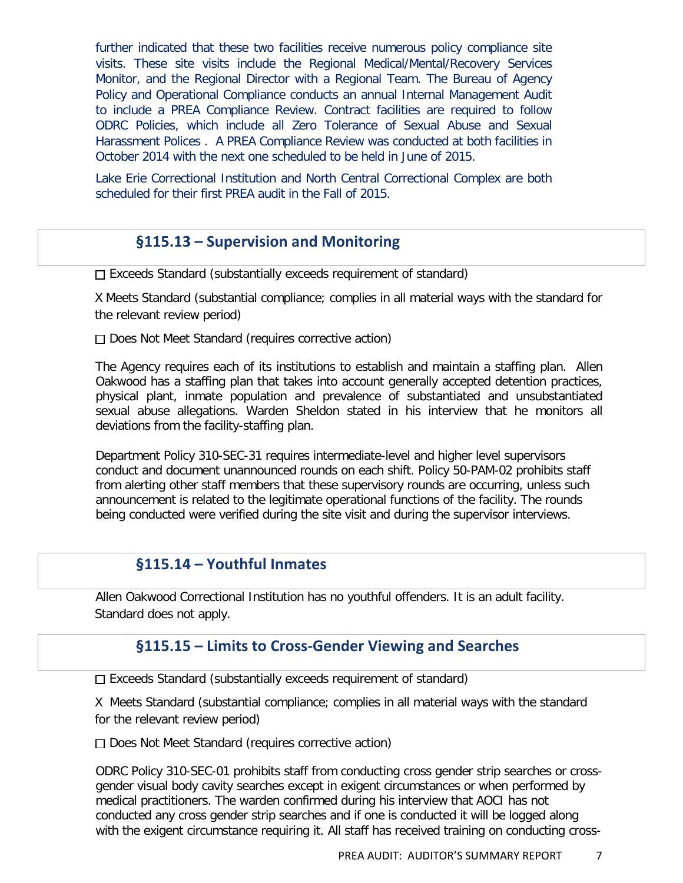further indicated that these two facilities receive numerous policy compliance site visits. These site visits include the Regional Medical/Mental/Recovery Services Monitor, and the Regional Director with a Regional Team. The Bureau of Agency Policy and Operational Compliance conducts an annual Internal Management Audit to include a PREA Compliance Review. Contract facilities are required to follow ODRC Policies, which include all Zero Tolerance of Sexual Abuse and Sexual Harassment Polices . A PREA Compliance Review was conducted at both facilities in October 2014 with the next one scheduled to be held in June of 2015.

Lake Erie Correctional Institution and North Central Correctional Complex are both scheduled for their first PREA audit in the Fall of 2015.

## §115.13 – Supervision and Monitoring

☐ Exceeds Standard (substantially exceeds requirement of standard)

X Meets Standard (substantial compliance; complies in all material ways with the standard for the relevant review period)

☐ Does Not Meet Standard (requires corrective action)

The Agency requires each of its institutions to establish and maintain a staffing plan. Allen Oakwood has a staffing plan that takes into account generally accepted detention practices, physical plant, inmate population and prevalence of substantiated and unsubstantiated sexual abuse allegations. Warden Sheldon stated in his interview that he monitors all deviations from the facility-staffing plan.

Department Policy 310-SEC-31 requires intermediate-level and higher level supervisors conduct and document unannounced rounds on each shift. Policy 50-PAM-02 prohibits staff from alerting other staff members that these supervisory rounds are occurring, unless such announcement is related to the legitimate operational functions of the facility. The rounds being conducted were verified during the site visit and during the supervisor interviews.

## §115.14 – Youthful Inmates

Allen Oakwood Correctional Institution has no youthful offenders. It is an adult facility. Standard does not apply.

## §115.15 – Limits to Cross-Gender Viewing and Searches

☐ Exceeds Standard (substantially exceeds requirement of standard)

X Meets Standard (substantial compliance; complies in all material ways with the standard for the relevant review period)

☐ Does Not Meet Standard (requires corrective action)

ODRC Policy 310-SEC-01 prohibits staff from conducting cross gender strip searches or cross-gender visual body cavity searches except in exigent circumstances or when performed by medical practitioners. The warden confirmed during his interview that AOCI has not conducted any cross gender strip searches and if one is conducted it will be logged along with the exigent circumstance requiring it. All staff has received training on conducting cross-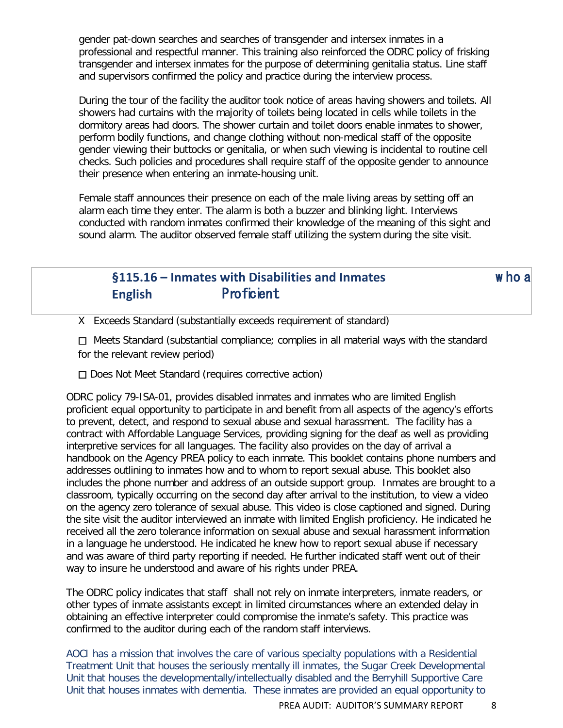gender pat-down searches and searches of transgender and intersex inmates in a professional and respectful manner. This training also reinforced the ODRC policy of frisking transgender and intersex inmates for the purpose of determining genitalia status. Line staff and supervisors confirmed the policy and practice during the interview process.

During the tour of the facility the auditor took notice of areas having showers and toilets. All showers had curtains with the majority of toilets being located in cells while toilets in the dormitory areas had doors. The shower curtain and toilet doors enable inmates to shower, perform bodily functions, and change clothing without non-medical staff of the opposite gender viewing their buttocks or genitalia, or when such viewing is incidental to routine cell checks. Such policies and procedures shall require staff of the opposite gender to announce their presence when entering an inmate-housing unit.

Female staff announces their presence on each of the male living areas by setting off an alarm each time they enter. The alarm is both a buzzer and blinking light. Interviews conducted with random inmates confirmed their knowledge of the meaning of this sight and sound alarm. The auditor observed female staff utilizing the system during the site visit.

## §115.16 – Inmates with Disabilities and Inmates who are Limited English Proficient

X Exceeds Standard (substantially exceeds requirement of standard)

☐ Meets Standard (substantial compliance; complies in all material ways with the standard for the relevant review period)

☐ Does Not Meet Standard (requires corrective action)

ODRC policy 79-ISA-01, provides disabled inmates and inmates who are limited English proficient equal opportunity to participate in and benefit from all aspects of the agency's efforts to prevent, detect, and respond to sexual abuse and sexual harassment. The facility has a contract with Affordable Language Services, providing signing for the deaf as well as providing interpretive services for all languages. The facility also provides on the day of arrival a handbook on the Agency PREA policy to each inmate. This booklet contains phone numbers and addresses outlining to inmates how and to whom to report sexual abuse. This booklet also includes the phone number and address of an outside support group. Inmates are brought to a classroom, typically occurring on the second day after arrival to the institution, to view a video on the agency zero tolerance of sexual abuse. This video is close captioned and signed. During the site visit the auditor interviewed an inmate with limited English proficiency. He indicated he received all the zero tolerance information on sexual abuse and sexual harassment information in a language he understood. He indicated he knew how to report sexual abuse if necessary and was aware of third party reporting if needed. He further indicated staff went out of their way to insure he understood and aware of his rights under PREA.

The ODRC policy indicates that staff shall not rely on inmate interpreters, inmate readers, or other types of inmate assistants except in limited circumstances where an extended delay in obtaining an effective interpreter could compromise the inmate's safety. This practice was confirmed to the auditor during each of the random staff interviews.

AOCI has a mission that involves the care of various specialty populations with a Residential Treatment Unit that houses the seriously mentally ill inmates, the Sugar Creek Developmental Unit that houses the developmentally/intellectually disabled and the Berryhill Supportive Care Unit that houses inmates with dementia. These inmates are provided an equal opportunity to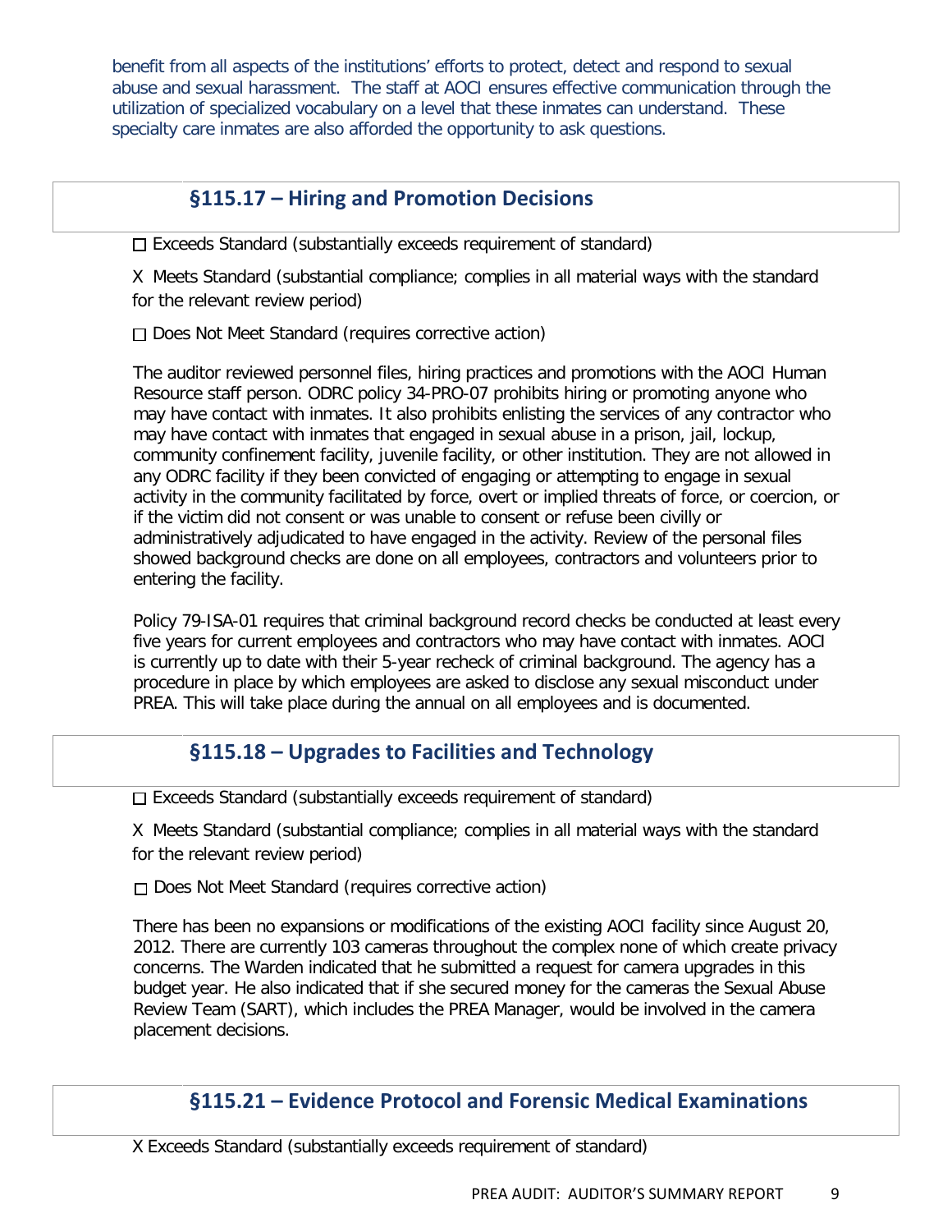benefit from all aspects of the institutions' efforts to protect, detect and respond to sexual abuse and sexual harassment. The staff at AOCI ensures effective communication through the utilization of specialized vocabulary on a level that these inmates can understand. These specialty care inmates are also afforded the opportunity to ask questions.

## §115.17 – Hiring and Promotion Decisions

☐ Exceeds Standard (substantially exceeds requirement of standard)

X Meets Standard (substantial compliance; complies in all material ways with the standard for the relevant review period)

☐ Does Not Meet Standard (requires corrective action)

The auditor reviewed personnel files, hiring practices and promotions with the AOCI Human Resource staff person. ODRC policy 34-PRO-07 prohibits hiring or promoting anyone who may have contact with inmates. It also prohibits enlisting the services of any contractor who may have contact with inmates that engaged in sexual abuse in a prison, jail, lockup, community confinement facility, juvenile facility, or other institution. They are not allowed in any ODRC facility if they been convicted of engaging or attempting to engage in sexual activity in the community facilitated by force, overt or implied threats of force, or coercion, or if the victim did not consent or was unable to consent or refuse been civilly or administratively adjudicated to have engaged in the activity. Review of the personal files showed background checks are done on all employees, contractors and volunteers prior to entering the facility.

Policy 79-ISA-01 requires that criminal background record checks be conducted at least every five years for current employees and contractors who may have contact with inmates. AOCI is currently up to date with their 5-year recheck of criminal background. The agency has a procedure in place by which employees are asked to disclose any sexual misconduct under PREA. This will take place during the annual on all employees and is documented.

## §115.18 – Upgrades to Facilities and Technology

☐ Exceeds Standard (substantially exceeds requirement of standard)

X Meets Standard (substantial compliance; complies in all material ways with the standard for the relevant review period)

☐ Does Not Meet Standard (requires corrective action)

There has been no expansions or modifications of the existing AOCI facility since August 20, 2012. There are currently 103 cameras throughout the complex none of which create privacy concerns. The Warden indicated that he submitted a request for camera upgrades in this budget year. He also indicated that if she secured money for the cameras the Sexual Abuse Review Team (SART), which includes the PREA Manager, would be involved in the camera placement decisions.

## §115.21 – Evidence Protocol and Forensic Medical Examinations

X Exceeds Standard (substantially exceeds requirement of standard)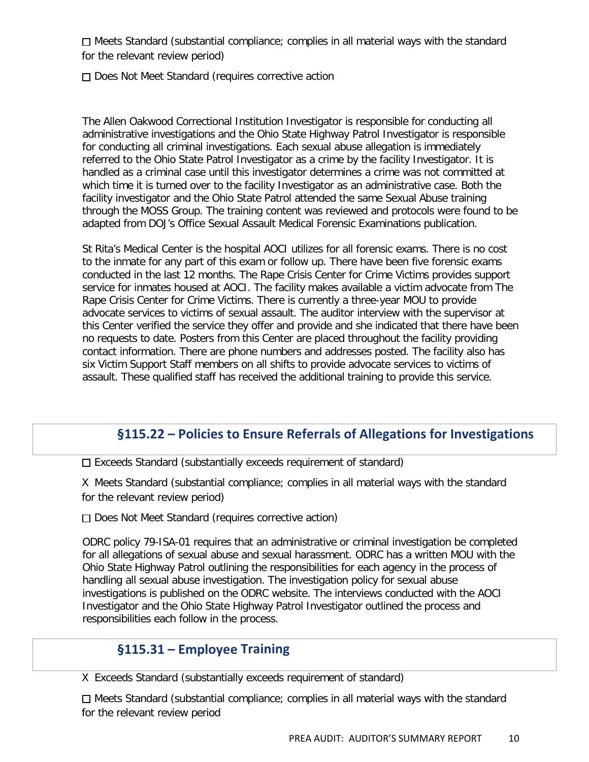☐ Meets Standard (substantial compliance; complies in all material ways with the standard for the relevant review period)

☐ Does Not Meet Standard (requires corrective action

The Allen Oakwood Correctional Institution Investigator is responsible for conducting all administrative investigations and the Ohio State Highway Patrol Investigator is responsible for conducting all criminal investigations. Each sexual abuse allegation is immediately referred to the Ohio State Patrol Investigator as a crime by the facility Investigator. It is handled as a criminal case until this investigator determines a crime was not committed at which time it is turned over to the facility Investigator as an administrative case. Both the facility investigator and the Ohio State Patrol attended the same Sexual Abuse training through the MOSS Group. The training content was reviewed and protocols were found to be adapted from DOJ's Office Sexual Assault Medical Forensic Examinations publication.

St Rita's Medical Center is the hospital AOCI utilizes for all forensic exams. There is no cost to the inmate for any part of this exam or follow up. There have been five forensic exams conducted in the last 12 months. The Rape Crisis Center for Crime Victims provides support service for inmates housed at AOCI. The facility makes available a victim advocate from The Rape Crisis Center for Crime Victims. There is currently a three-year MOU to provide advocate services to victims of sexual assault. The auditor interview with the supervisor at this Center verified the service they offer and provide and she indicated that there have been no requests to date. Posters from this Center are placed throughout the facility providing contact information. There are phone numbers and addresses posted. The facility also has six Victim Support Staff members on all shifts to provide advocate services to victims of assault. These qualified staff has received the additional training to provide this service.

## §115.22 – Policies to Ensure Referrals of Allegations for Investigations

☐ Exceeds Standard (substantially exceeds requirement of standard)

X Meets Standard (substantial compliance; complies in all material ways with the standard for the relevant review period)

☐ Does Not Meet Standard (requires corrective action)

ODRC policy 79-ISA-01 requires that an administrative or criminal investigation be completed for all allegations of sexual abuse and sexual harassment. ODRC has a written MOU with the Ohio State Highway Patrol outlining the responsibilities for each agency in the process of handling all sexual abuse investigation. The investigation policy for sexual abuse investigations is published on the ODRC website. The interviews conducted with the AOCI Investigator and the Ohio State Highway Patrol Investigator outlined the process and responsibilities each follow in the process.

## §115.31 – Employee Training

X Exceeds Standard (substantially exceeds requirement of standard)

☐ Meets Standard (substantial compliance; complies in all material ways with the standard for the relevant review period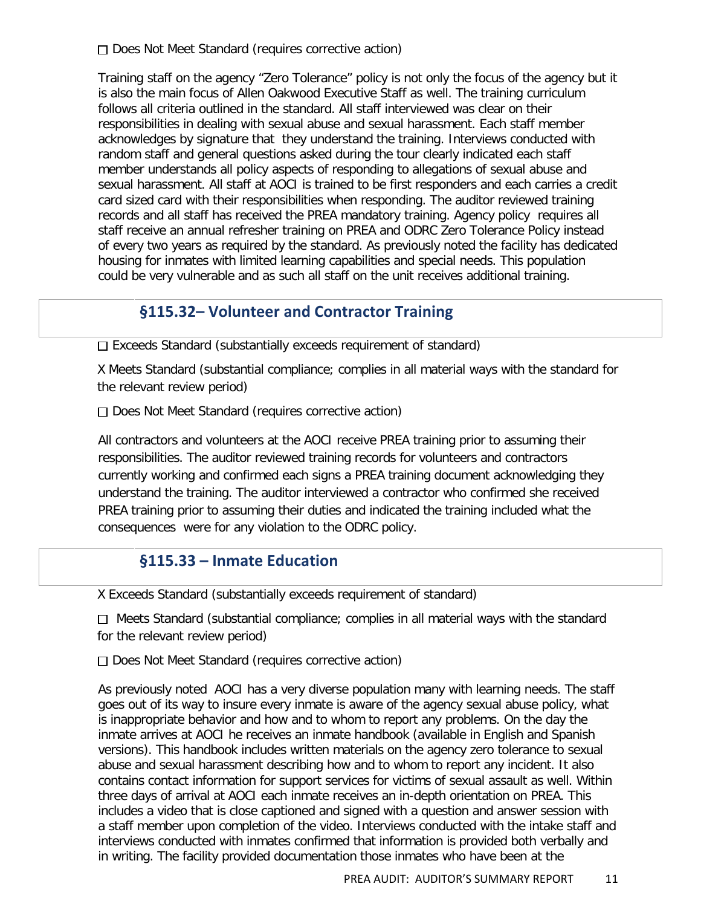☐ Does Not Meet Standard (requires corrective action)

Training staff on the agency "Zero Tolerance" policy is not only the focus of the agency but it is also the main focus of Allen Oakwood Executive Staff as well. The training curriculum follows all criteria outlined in the standard. All staff interviewed was clear on their responsibilities in dealing with sexual abuse and sexual harassment. Each staff member acknowledges by signature that they understand the training. Interviews conducted with random staff and general questions asked during the tour clearly indicated each staff member understands all policy aspects of responding to allegations of sexual abuse and sexual harassment. All staff at AOCI is trained to be first responders and each carries a credit card sized card with their responsibilities when responding. The auditor reviewed training records and all staff has received the PREA mandatory training. Agency policy requires all staff receive an annual refresher training on PREA and ODRC Zero Tolerance Policy instead of every two years as required by the standard. As previously noted the facility has dedicated housing for inmates with limited learning capabilities and special needs. This population could be very vulnerable and as such all staff on the unit receives additional training.

## §115.32– Volunteer and Contractor Training

☐ Exceeds Standard (substantially exceeds requirement of standard)

X Meets Standard (substantial compliance; complies in all material ways with the standard for the relevant review period)

☐ Does Not Meet Standard (requires corrective action)

All contractors and volunteers at the AOCI receive PREA training prior to assuming their responsibilities. The auditor reviewed training records for volunteers and contractors currently working and confirmed each signs a PREA training document acknowledging they understand the training. The auditor interviewed a contractor who confirmed she received PREA training prior to assuming their duties and indicated the training included what the consequences were for any violation to the ODRC policy.

## §115.33 – Inmate Education

X Exceeds Standard (substantially exceeds requirement of standard)

☐ Meets Standard (substantial compliance; complies in all material ways with the standard for the relevant review period)

☐ Does Not Meet Standard (requires corrective action)

As previously noted AOCI has a very diverse population many with learning needs. The staff goes out of its way to insure every inmate is aware of the agency sexual abuse policy, what is inappropriate behavior and how and to whom to report any problems. On the day the inmate arrives at AOCI he receives an inmate handbook (available in English and Spanish versions). This handbook includes written materials on the agency zero tolerance to sexual abuse and sexual harassment describing how and to whom to report any incident. It also contains contact information for support services for victims of sexual assault as well. Within three days of arrival at AOCI each inmate receives an in-depth orientation on PREA. This includes a video that is close captioned and signed with a question and answer session with a staff member upon completion of the video. Interviews conducted with the intake staff and interviews conducted with inmates confirmed that information is provided both verbally and in writing. The facility provided documentation those inmates who have been at the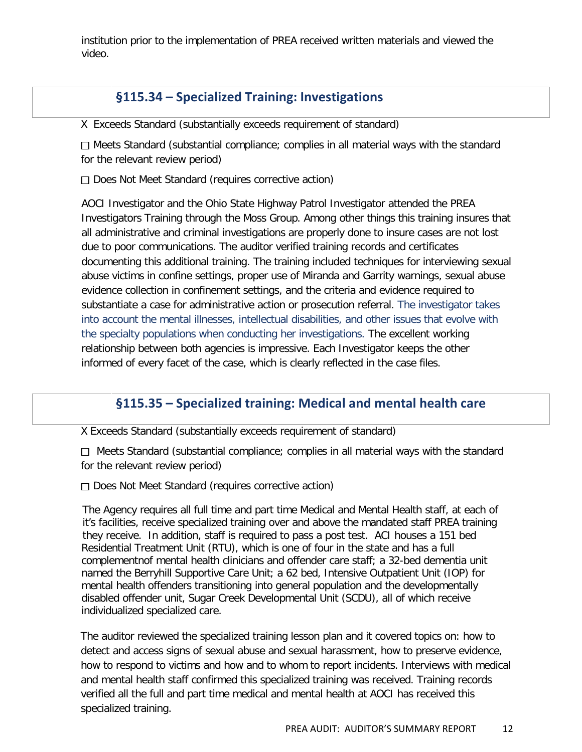institution prior to the implementation of PREA received written materials and viewed the video.

## §115.34 – Specialized Training: Investigations

X Exceeds Standard (substantially exceeds requirement of standard)

☐ Meets Standard (substantial compliance; complies in all material ways with the standard for the relevant review period)

☐ Does Not Meet Standard (requires corrective action)

AOCI Investigator and the Ohio State Highway Patrol Investigator attended the PREA Investigators Training through the Moss Group. Among other things this training insures that all administrative and criminal investigations are properly done to insure cases are not lost due to poor communications. The auditor verified training records and certificates documenting this additional training. The training included techniques for interviewing sexual abuse victims in confine settings, proper use of Miranda and Garrity warnings, sexual abuse evidence collection in confinement settings, and the criteria and evidence required to substantiate a case for administrative action or prosecution referral. The investigator takes into account the mental illnesses, intellectual disabilities, and other issues that evolve with the specialty populations when conducting her investigations. The excellent working relationship between both agencies is impressive. Each Investigator keeps the other informed of every facet of the case, which is clearly reflected in the case files.

## §115.35 – Specialized training: Medical and mental health care

X Exceeds Standard (substantially exceeds requirement of standard)

☐ Meets Standard (substantial compliance; complies in all material ways with the standard for the relevant review period)

☐ Does Not Meet Standard (requires corrective action)

The Agency requires all full time and part time Medical and Mental Health staff, at each of it's facilities, receive specialized training over and above the mandated staff PREA training they receive. In addition, staff is required to pass a post test. ACI houses a 151 bed Residential Treatment Unit (RTU), which is one of four in the state and has a full complementnof mental health clinicians and offender care staff; a 32-bed dementia unit named the Berryhill Supportive Care Unit; a 62 bed, Intensive Outpatient Unit (IOP) for mental health offenders transitioning into general population and the developmentally disabled offender unit, Sugar Creek Developmental Unit (SCDU), all of which receive individualized specialized care.

The auditor reviewed the specialized training lesson plan and it covered topics on: how to detect and access signs of sexual abuse and sexual harassment, how to preserve evidence, how to respond to victims and how and to whom to report incidents. Interviews with medical and mental health staff confirmed this specialized training was received. Training records verified all the full and part time medical and mental health at AOCI has received this specialized training.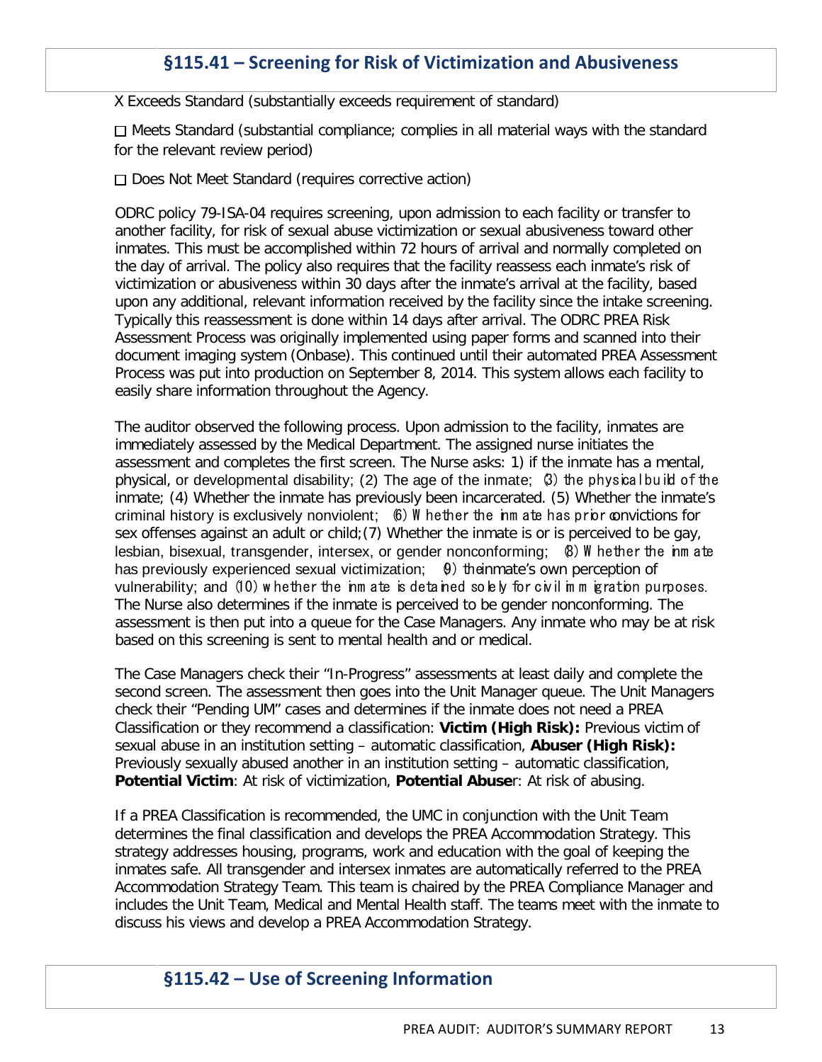## §115.41 – Screening for Risk of Victimization and Abusiveness

X Exceeds Standard (substantially exceeds requirement of standard)

☐ Meets Standard (substantial compliance; complies in all material ways with the standard for the relevant review period)

☐ Does Not Meet Standard (requires corrective action)

ODRC policy 79-ISA-04 requires screening, upon admission to each facility or transfer to another facility, for risk of sexual abuse victimization or sexual abusiveness toward other inmates. This must be accomplished within 72 hours of arrival and normally completed on the day of arrival. The policy also requires that the facility reassess each inmate's risk of victimization or abusiveness within 30 days after the inmate's arrival at the facility, based upon any additional, relevant information received by the facility since the intake screening. Typically this reassessment is done within 14 days after arrival. The ODRC PREA Risk Assessment Process was originally implemented using paper forms and scanned into their document imaging system (Onbase). This continued until their automated PREA Assessment Process was put into production on September 8, 2014. This system allows each facility to easily share information throughout the Agency.

The auditor observed the following process. Upon admission to the facility, inmates are immediately assessed by the Medical Department. The assigned nurse initiates the assessment and completes the first screen. The Nurse asks: 1) if the inmate has a mental, physical, or developmental disability; (2) The age of the inmate; (3) the physical build of the inmate; (4) Whether the inmate has previously been incarcerated. (5) Whether the inmate's criminal history is exclusively nonviolent; (6) Whether the inmate has prior convictions for sex offenses against an adult or child;(7) Whether the inmate is or is perceived to be gay, lesbian, bisexual, transgender, intersex, or gender nonconforming; (8) Whether the inmate has previously experienced sexual victimization; (9) the inmate's own perception of vulnerability; and (10) whether the inmate is detained solely for civil immigration purposes. The Nurse also determines if the inmate is perceived to be gender nonconforming. The assessment is then put into a queue for the Case Managers. Any inmate who may be at risk based on this screening is sent to mental health and or medical.

The Case Managers check their "In-Progress" assessments at least daily and complete the second screen. The assessment then goes into the Unit Manager queue. The Unit Managers check their "Pending UM" cases and determines if the inmate does not need a PREA Classification or they recommend a classification: **Victim (High Risk):** Previous victim of sexual abuse in an institution setting – automatic classification, **Abuser (High Risk):** Previously sexually abused another in an institution setting – automatic classification, **Potential Victim**: At risk of victimization, **Potential Abuse**r: At risk of abusing.

If a PREA Classification is recommended, the UMC in conjunction with the Unit Team determines the final classification and develops the PREA Accommodation Strategy. This strategy addresses housing, programs, work and education with the goal of keeping the inmates safe. All transgender and intersex inmates are automatically referred to the PREA Accommodation Strategy Team. This team is chaired by the PREA Compliance Manager and includes the Unit Team, Medical and Mental Health staff. The teams meet with the inmate to discuss his views and develop a PREA Accommodation Strategy.

## §115.42 – Use of Screening Information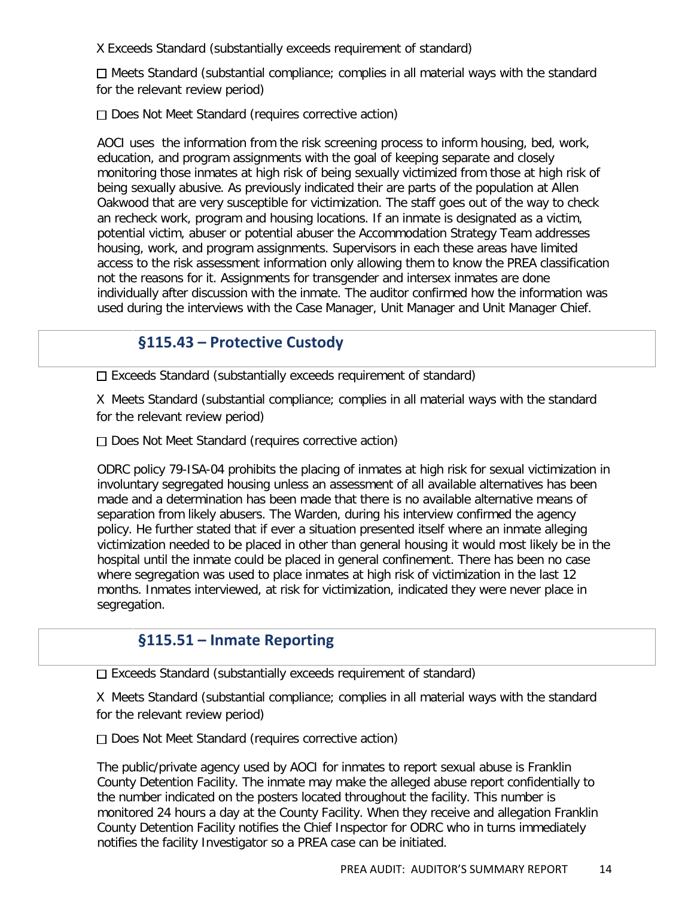X Exceeds Standard (substantially exceeds requirement of standard)

☐ Meets Standard (substantial compliance; complies in all material ways with the standard for the relevant review period)

☐ Does Not Meet Standard (requires corrective action)

AOCI uses the information from the risk screening process to inform housing, bed, work, education, and program assignments with the goal of keeping separate and closely monitoring those inmates at high risk of being sexually victimized from those at high risk of being sexually abusive. As previously indicated their are parts of the population at Allen Oakwood that are very susceptible for victimization. The staff goes out of the way to check an recheck work, program and housing locations. If an inmate is designated as a victim, potential victim, abuser or potential abuser the Accommodation Strategy Team addresses housing, work, and program assignments. Supervisors in each these areas have limited access to the risk assessment information only allowing them to know the PREA classification not the reasons for it. Assignments for transgender and intersex inmates are done individually after discussion with the inmate. The auditor confirmed how the information was used during the interviews with the Case Manager, Unit Manager and Unit Manager Chief.

## §115.43 – Protective Custody

☐ Exceeds Standard (substantially exceeds requirement of standard)

X Meets Standard (substantial compliance; complies in all material ways with the standard for the relevant review period)

☐ Does Not Meet Standard (requires corrective action)

ODRC policy 79-ISA-04 prohibits the placing of inmates at high risk for sexual victimization in involuntary segregated housing unless an assessment of all available alternatives has been made and a determination has been made that there is no available alternative means of separation from likely abusers. The Warden, during his interview confirmed the agency policy. He further stated that if ever a situation presented itself where an inmate alleging victimization needed to be placed in other than general housing it would most likely be in the hospital until the inmate could be placed in general confinement. There has been no case where segregation was used to place inmates at high risk of victimization in the last 12 months. Inmates interviewed, at risk for victimization, indicated they were never place in segregation.

## §115.51 – Inmate Reporting

☐ Exceeds Standard (substantially exceeds requirement of standard)

X Meets Standard (substantial compliance; complies in all material ways with the standard for the relevant review period)

☐ Does Not Meet Standard (requires corrective action)

The public/private agency used by AOCI for inmates to report sexual abuse is Franklin County Detention Facility. The inmate may make the alleged abuse report confidentially to the number indicated on the posters located throughout the facility. This number is monitored 24 hours a day at the County Facility. When they receive and allegation Franklin County Detention Facility notifies the Chief Inspector for ODRC who in turns immediately notifies the facility Investigator so a PREA case can be initiated.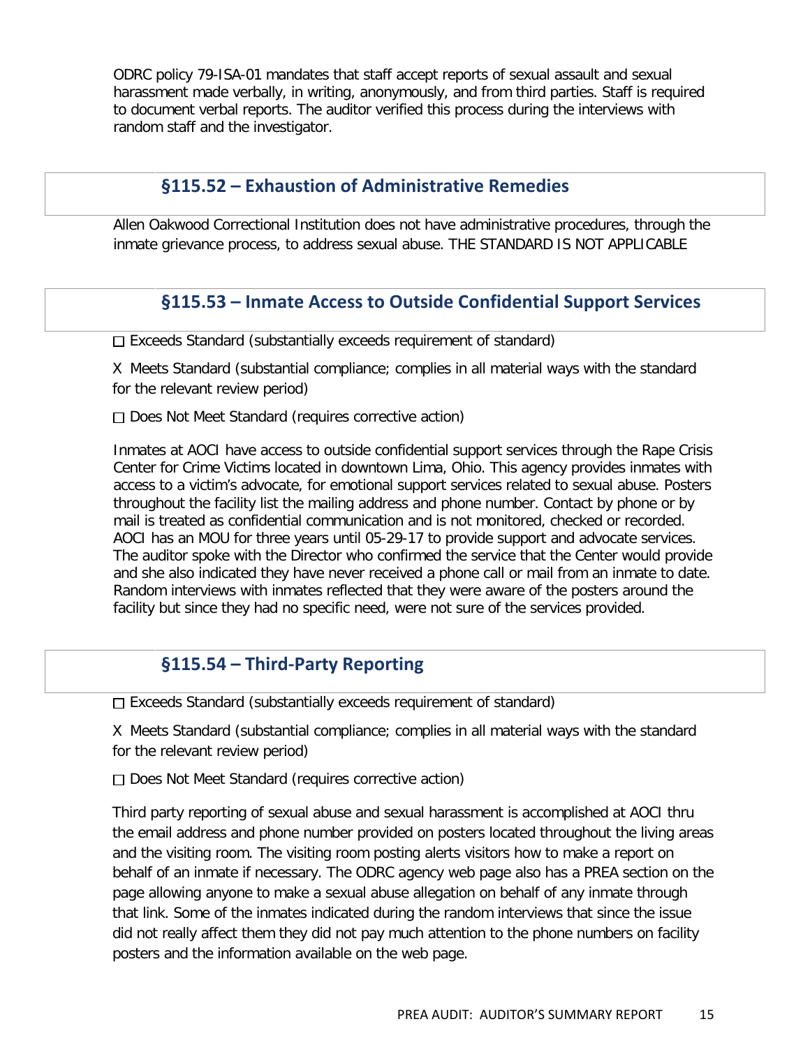ODRC policy 79-ISA-01 mandates that staff accept reports of sexual assault and sexual harassment made verbally, in writing, anonymously, and from third parties. Staff is required to document verbal reports. The auditor verified this process during the interviews with random staff and the investigator.

## §115.52 – Exhaustion of Administrative Remedies

Allen Oakwood Correctional Institution does not have administrative procedures, through the inmate grievance process, to address sexual abuse. THE STANDARD IS NOT APPLICABLE

## §115.53 – Inmate Access to Outside Confidential Support Services

☐ Exceeds Standard (substantially exceeds requirement of standard)

X Meets Standard (substantial compliance; complies in all material ways with the standard for the relevant review period)

☐ Does Not Meet Standard (requires corrective action)

Inmates at AOCI have access to outside confidential support services through the Rape Crisis Center for Crime Victims located in downtown Lima, Ohio. This agency provides inmates with access to a victim's advocate, for emotional support services related to sexual abuse. Posters throughout the facility list the mailing address and phone number. Contact by phone or by mail is treated as confidential communication and is not monitored, checked or recorded. AOCI has an MOU for three years until 05-29-17 to provide support and advocate services. The auditor spoke with the Director who confirmed the service that the Center would provide and she also indicated they have never received a phone call or mail from an inmate to date. Random interviews with inmates reflected that they were aware of the posters around the facility but since they had no specific need, were not sure of the services provided.

## §115.54 – Third-Party Reporting

☐ Exceeds Standard (substantially exceeds requirement of standard)

X Meets Standard (substantial compliance; complies in all material ways with the standard for the relevant review period)

☐ Does Not Meet Standard (requires corrective action)

Third party reporting of sexual abuse and sexual harassment is accomplished at AOCI thru the email address and phone number provided on posters located throughout the living areas and the visiting room. The visiting room posting alerts visitors how to make a report on behalf of an inmate if necessary. The ODRC agency web page also has a PREA section on the page allowing anyone to make a sexual abuse allegation on behalf of any inmate through that link. Some of the inmates indicated during the random interviews that since the issue did not really affect them they did not pay much attention to the phone numbers on facility posters and the information available on the web page.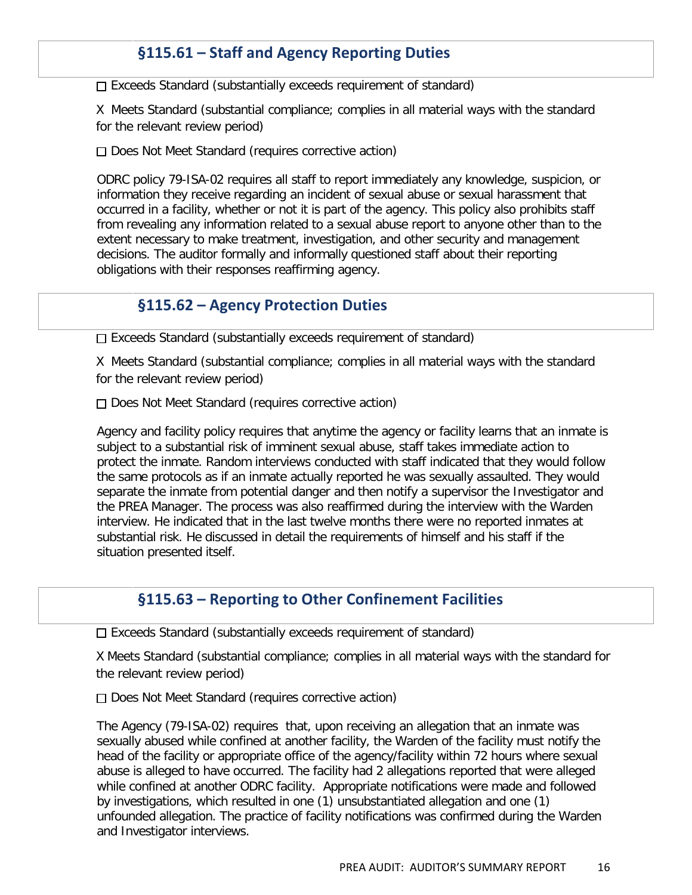## §115.61 – Staff and Agency Reporting Duties

☐ Exceeds Standard (substantially exceeds requirement of standard)

X Meets Standard (substantial compliance; complies in all material ways with the standard for the relevant review period)

☐ Does Not Meet Standard (requires corrective action)

ODRC policy 79-ISA-02 requires all staff to report immediately any knowledge, suspicion, or information they receive regarding an incident of sexual abuse or sexual harassment that occurred in a facility, whether or not it is part of the agency. This policy also prohibits staff from revealing any information related to a sexual abuse report to anyone other than to the extent necessary to make treatment, investigation, and other security and management decisions. The auditor formally and informally questioned staff about their reporting obligations with their responses reaffirming agency.

## §115.62 – Agency Protection Duties

☐ Exceeds Standard (substantially exceeds requirement of standard)

X Meets Standard (substantial compliance; complies in all material ways with the standard for the relevant review period)

☐ Does Not Meet Standard (requires corrective action)

Agency and facility policy requires that anytime the agency or facility learns that an inmate is subject to a substantial risk of imminent sexual abuse, staff takes immediate action to protect the inmate. Random interviews conducted with staff indicated that they would follow the same protocols as if an inmate actually reported he was sexually assaulted. They would separate the inmate from potential danger and then notify a supervisor the Investigator and the PREA Manager. The process was also reaffirmed during the interview with the Warden interview. He indicated that in the last twelve months there were no reported inmates at substantial risk. He discussed in detail the requirements of himself and his staff if the situation presented itself.

## §115.63 – Reporting to Other Confinement Facilities

☐ Exceeds Standard (substantially exceeds requirement of standard)

X Meets Standard (substantial compliance; complies in all material ways with the standard for the relevant review period)

☐ Does Not Meet Standard (requires corrective action)

The Agency (79-ISA-02) requires that, upon receiving an allegation that an inmate was sexually abused while confined at another facility, the Warden of the facility must notify the head of the facility or appropriate office of the agency/facility within 72 hours where sexual abuse is alleged to have occurred. The facility had 2 allegations reported that were alleged while confined at another ODRC facility. Appropriate notifications were made and followed by investigations, which resulted in one (1) unsubstantiated allegation and one (1) unfounded allegation. The practice of facility notifications was confirmed during the Warden and Investigator interviews.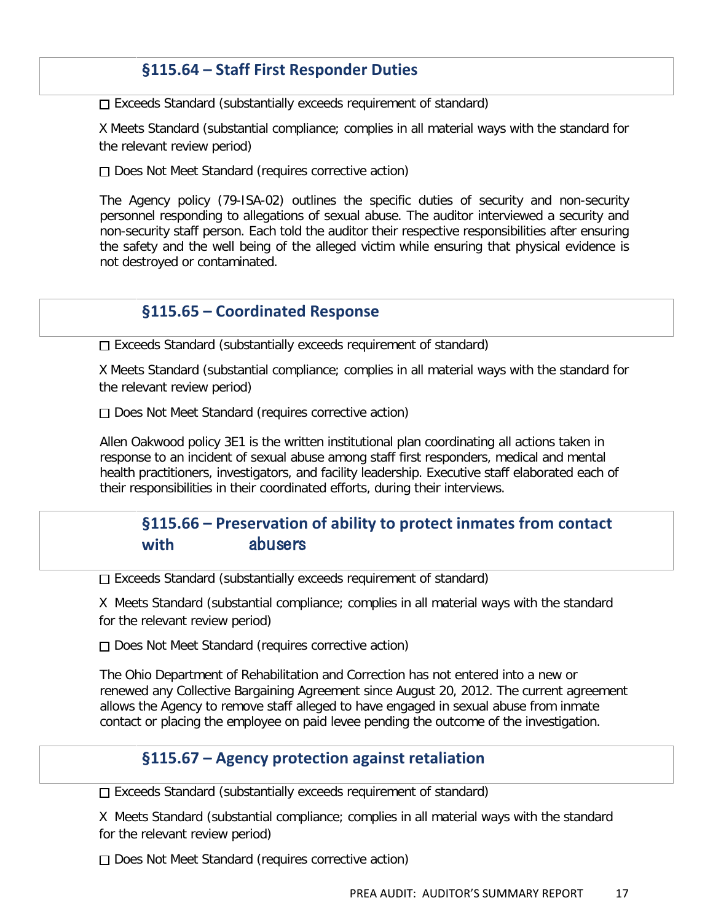## §115.64 – Staff First Responder Duties

☐ Exceeds Standard (substantially exceeds requirement of standard)

X Meets Standard (substantial compliance; complies in all material ways with the standard for the relevant review period)

☐ Does Not Meet Standard (requires corrective action)

The Agency policy (79-ISA-02) outlines the specific duties of security and non-security personnel responding to allegations of sexual abuse. The auditor interviewed a security and non-security staff person. Each told the auditor their respective responsibilities after ensuring the safety and the well being of the alleged victim while ensuring that physical evidence is not destroyed or contaminated.

## §115.65 – Coordinated Response

☐ Exceeds Standard (substantially exceeds requirement of standard)

X Meets Standard (substantial compliance; complies in all material ways with the standard for the relevant review period)

☐ Does Not Meet Standard (requires corrective action)

Allen Oakwood policy 3E1 is the written institutional plan coordinating all actions taken in response to an incident of sexual abuse among staff first responders, medical and mental health practitioners, investigators, and facility leadership. Executive staff elaborated each of their responsibilities in their coordinated efforts, during their interviews.

## §115.66 – Preservation of ability to protect inmates from contact with abusers

☐ Exceeds Standard (substantially exceeds requirement of standard)

X Meets Standard (substantial compliance; complies in all material ways with the standard for the relevant review period)

☐ Does Not Meet Standard (requires corrective action)

The Ohio Department of Rehabilitation and Correction has not entered into a new or renewed any Collective Bargaining Agreement since August 20, 2012. The current agreement allows the Agency to remove staff alleged to have engaged in sexual abuse from inmate contact or placing the employee on paid levee pending the outcome of the investigation.

## §115.67 – Agency protection against retaliation

☐ Exceeds Standard (substantially exceeds requirement of standard)

X Meets Standard (substantial compliance; complies in all material ways with the standard for the relevant review period)

☐ Does Not Meet Standard (requires corrective action)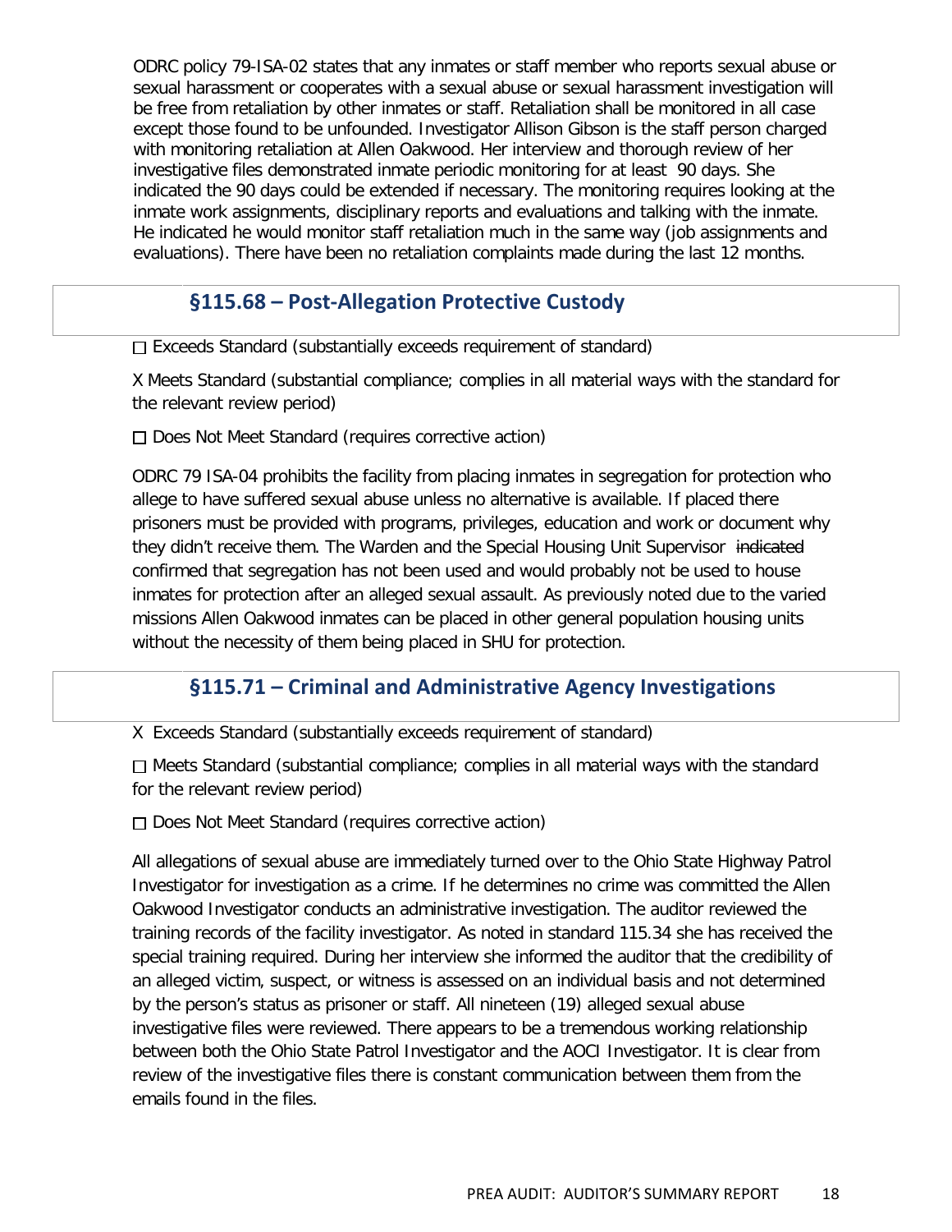ODRC policy 79-ISA-02 states that any inmates or staff member who reports sexual abuse or sexual harassment or cooperates with a sexual abuse or sexual harassment investigation will be free from retaliation by other inmates or staff. Retaliation shall be monitored in all case except those found to be unfounded. Investigator Allison Gibson is the staff person charged with monitoring retaliation at Allen Oakwood. Her interview and thorough review of her investigative files demonstrated inmate periodic monitoring for at least 90 days. She indicated the 90 days could be extended if necessary. The monitoring requires looking at the inmate work assignments, disciplinary reports and evaluations and talking with the inmate. He indicated he would monitor staff retaliation much in the same way (job assignments and evaluations). There have been no retaliation complaints made during the last 12 months.

## §115.68 – Post-Allegation Protective Custody

☐ Exceeds Standard (substantially exceeds requirement of standard)

X Meets Standard (substantial compliance; complies in all material ways with the standard for the relevant review period)

☐ Does Not Meet Standard (requires corrective action)

ODRC 79 ISA-04 prohibits the facility from placing inmates in segregation for protection who allege to have suffered sexual abuse unless no alternative is available. If placed there prisoners must be provided with programs, privileges, education and work or document why they didn't receive them. The Warden and the Special Housing Unit Supervisor ~~indicated~~ confirmed that segregation has not been used and would probably not be used to house inmates for protection after an alleged sexual assault. As previously noted due to the varied missions Allen Oakwood inmates can be placed in other general population housing units without the necessity of them being placed in SHU for protection.

## §115.71 – Criminal and Administrative Agency Investigations

X Exceeds Standard (substantially exceeds requirement of standard)

☐ Meets Standard (substantial compliance; complies in all material ways with the standard for the relevant review period)

☐ Does Not Meet Standard (requires corrective action)

All allegations of sexual abuse are immediately turned over to the Ohio State Highway Patrol Investigator for investigation as a crime. If he determines no crime was committed the Allen Oakwood Investigator conducts an administrative investigation. The auditor reviewed the training records of the facility investigator. As noted in standard 115.34 she has received the special training required. During her interview she informed the auditor that the credibility of an alleged victim, suspect, or witness is assessed on an individual basis and not determined by the person's status as prisoner or staff. All nineteen (19) alleged sexual abuse investigative files were reviewed. There appears to be a tremendous working relationship between both the Ohio State Patrol Investigator and the AOCI Investigator. It is clear from review of the investigative files there is constant communication between them from the emails found in the files.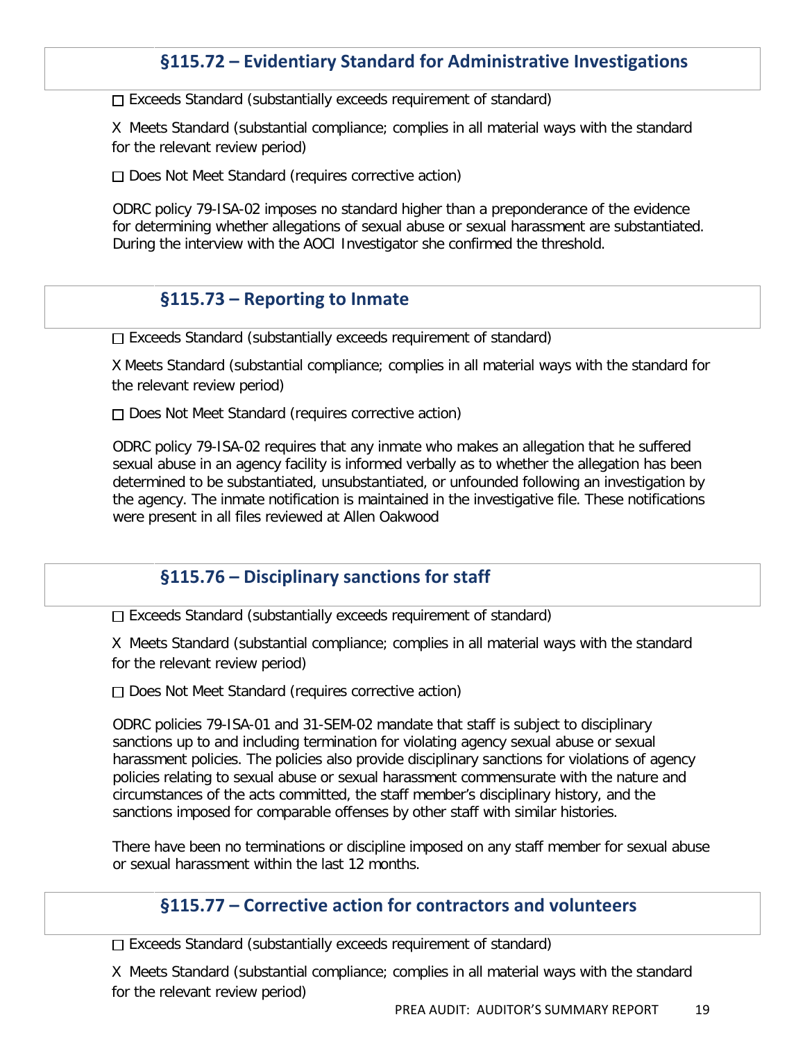## §115.72 – Evidentiary Standard for Administrative Investigations

☐ Exceeds Standard (substantially exceeds requirement of standard)

X Meets Standard (substantial compliance; complies in all material ways with the standard for the relevant review period)

☐ Does Not Meet Standard (requires corrective action)

ODRC policy 79-ISA-02 imposes no standard higher than a preponderance of the evidence for determining whether allegations of sexual abuse or sexual harassment are substantiated. During the interview with the AOCI Investigator she confirmed the threshold.

## §115.73 – Reporting to Inmate

☐ Exceeds Standard (substantially exceeds requirement of standard)

X Meets Standard (substantial compliance; complies in all material ways with the standard for the relevant review period)

☐ Does Not Meet Standard (requires corrective action)

ODRC policy 79-ISA-02 requires that any inmate who makes an allegation that he suffered sexual abuse in an agency facility is informed verbally as to whether the allegation has been determined to be substantiated, unsubstantiated, or unfounded following an investigation by the agency. The inmate notification is maintained in the investigative file. These notifications were present in all files reviewed at Allen Oakwood

## §115.76 – Disciplinary sanctions for staff

☐ Exceeds Standard (substantially exceeds requirement of standard)

X Meets Standard (substantial compliance; complies in all material ways with the standard for the relevant review period)

☐ Does Not Meet Standard (requires corrective action)

ODRC policies 79-ISA-01 and 31-SEM-02 mandate that staff is subject to disciplinary sanctions up to and including termination for violating agency sexual abuse or sexual harassment policies. The policies also provide disciplinary sanctions for violations of agency policies relating to sexual abuse or sexual harassment commensurate with the nature and circumstances of the acts committed, the staff member's disciplinary history, and the sanctions imposed for comparable offenses by other staff with similar histories.

There have been no terminations or discipline imposed on any staff member for sexual abuse or sexual harassment within the last 12 months.

## §115.77 – Corrective action for contractors and volunteers

☐ Exceeds Standard (substantially exceeds requirement of standard)

X Meets Standard (substantial compliance; complies in all material ways with the standard for the relevant review period)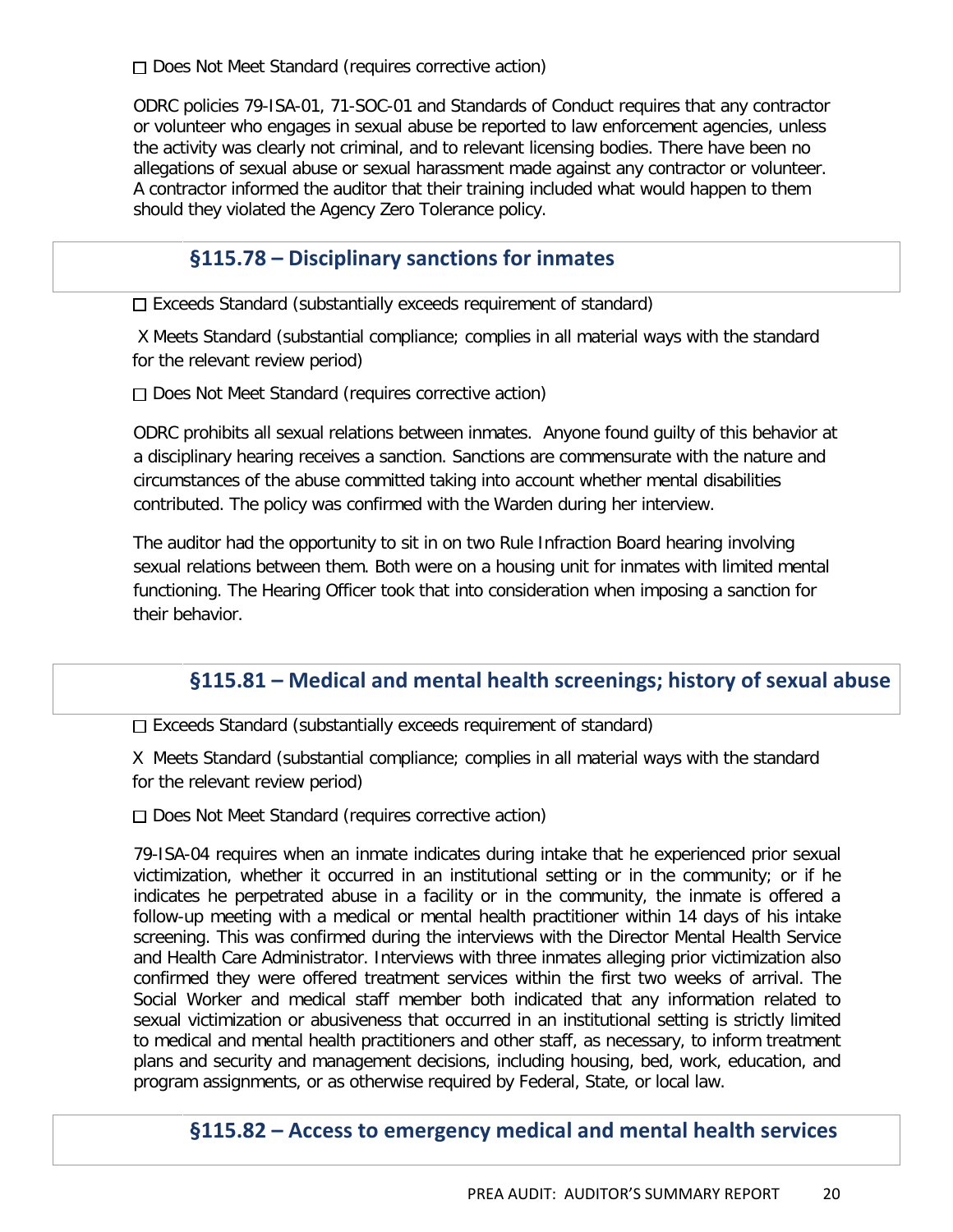☐ Does Not Meet Standard (requires corrective action)

ODRC policies 79-ISA-01, 71-SOC-01 and Standards of Conduct requires that any contractor or volunteer who engages in sexual abuse be reported to law enforcement agencies, unless the activity was clearly not criminal, and to relevant licensing bodies. There have been no allegations of sexual abuse or sexual harassment made against any contractor or volunteer. A contractor informed the auditor that their training included what would happen to them should they violated the Agency Zero Tolerance policy.

## §115.78 – Disciplinary sanctions for inmates

☐ Exceeds Standard (substantially exceeds requirement of standard)

X Meets Standard (substantial compliance; complies in all material ways with the standard for the relevant review period)

☐ Does Not Meet Standard (requires corrective action)

ODRC prohibits all sexual relations between inmates. Anyone found guilty of this behavior at a disciplinary hearing receives a sanction. Sanctions are commensurate with the nature and circumstances of the abuse committed taking into account whether mental disabilities contributed. The policy was confirmed with the Warden during her interview.

The auditor had the opportunity to sit in on two Rule Infraction Board hearing involving sexual relations between them. Both were on a housing unit for inmates with limited mental functioning. The Hearing Officer took that into consideration when imposing a sanction for their behavior.

## §115.81 – Medical and mental health screenings; history of sexual abuse

☐ Exceeds Standard (substantially exceeds requirement of standard)

X Meets Standard (substantial compliance; complies in all material ways with the standard for the relevant review period)

☐ Does Not Meet Standard (requires corrective action)

79-ISA-04 requires when an inmate indicates during intake that he experienced prior sexual victimization, whether it occurred in an institutional setting or in the community; or if he indicates he perpetrated abuse in a facility or in the community, the inmate is offered a follow-up meeting with a medical or mental health practitioner within 14 days of his intake screening. This was confirmed during the interviews with the Director Mental Health Service and Health Care Administrator. Interviews with three inmates alleging prior victimization also confirmed they were offered treatment services within the first two weeks of arrival. The Social Worker and medical staff member both indicated that any information related to sexual victimization or abusiveness that occurred in an institutional setting is strictly limited to medical and mental health practitioners and other staff, as necessary, to inform treatment plans and security and management decisions, including housing, bed, work, education, and program assignments, or as otherwise required by Federal, State, or local law.

## §115.82 – Access to emergency medical and mental health services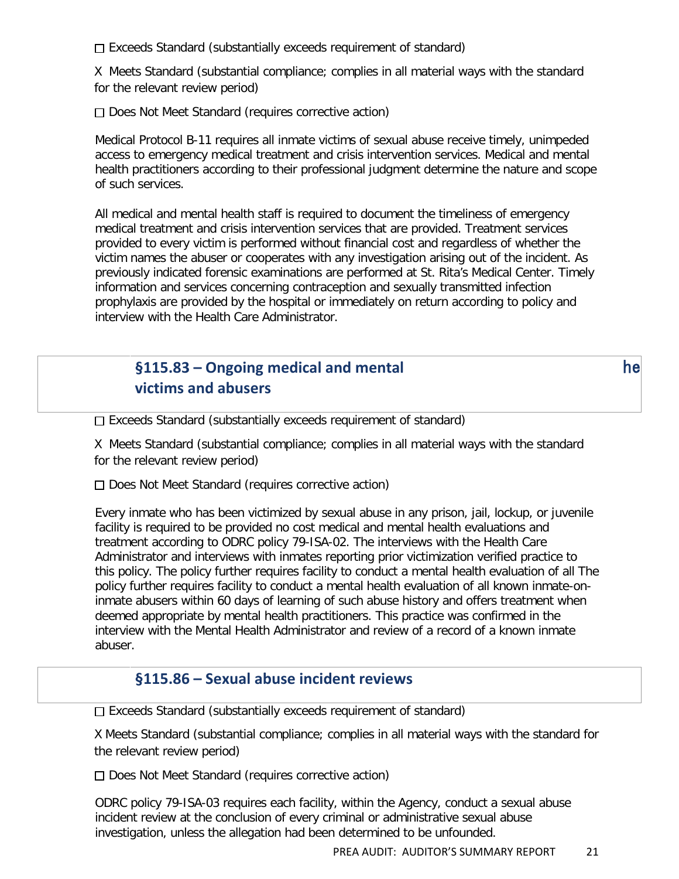☐ Exceeds Standard (substantially exceeds requirement of standard)

X Meets Standard (substantial compliance; complies in all material ways with the standard for the relevant review period)

☐ Does Not Meet Standard (requires corrective action)

Medical Protocol B-11 requires all inmate victims of sexual abuse receive timely, unimpeded access to emergency medical treatment and crisis intervention services. Medical and mental health practitioners according to their professional judgment determine the nature and scope of such services.

All medical and mental health staff is required to document the timeliness of emergency medical treatment and crisis intervention services that are provided. Treatment services provided to every victim is performed without financial cost and regardless of whether the victim names the abuser or cooperates with any investigation arising out of the incident. As previously indicated forensic examinations are performed at St. Rita's Medical Center. Timely information and services concerning contraception and sexually transmitted infection prophylaxis are provided by the hospital or immediately on return according to policy and interview with the Health Care Administrator.

## §115.83 – Ongoing medical and mental he victims and abusers

☐ Exceeds Standard (substantially exceeds requirement of standard)

X Meets Standard (substantial compliance; complies in all material ways with the standard for the relevant review period)

☐ Does Not Meet Standard (requires corrective action)

Every inmate who has been victimized by sexual abuse in any prison, jail, lockup, or juvenile facility is required to be provided no cost medical and mental health evaluations and treatment according to ODRC policy 79-ISA-02. The interviews with the Health Care Administrator and interviews with inmates reporting prior victimization verified practice to this policy. The policy further requires facility to conduct a mental health evaluation of all The policy further requires facility to conduct a mental health evaluation of all known inmate-on-inmate abusers within 60 days of learning of such abuse history and offers treatment when deemed appropriate by mental health practitioners. This practice was confirmed in the interview with the Mental Health Administrator and review of a record of a known inmate abuser.

## §115.86 – Sexual abuse incident reviews

☐ Exceeds Standard (substantially exceeds requirement of standard)

X Meets Standard (substantial compliance; complies in all material ways with the standard for the relevant review period)

☐ Does Not Meet Standard (requires corrective action)

ODRC policy 79-ISA-03 requires each facility, within the Agency, conduct a sexual abuse incident review at the conclusion of every criminal or administrative sexual abuse investigation, unless the allegation had been determined to be unfounded.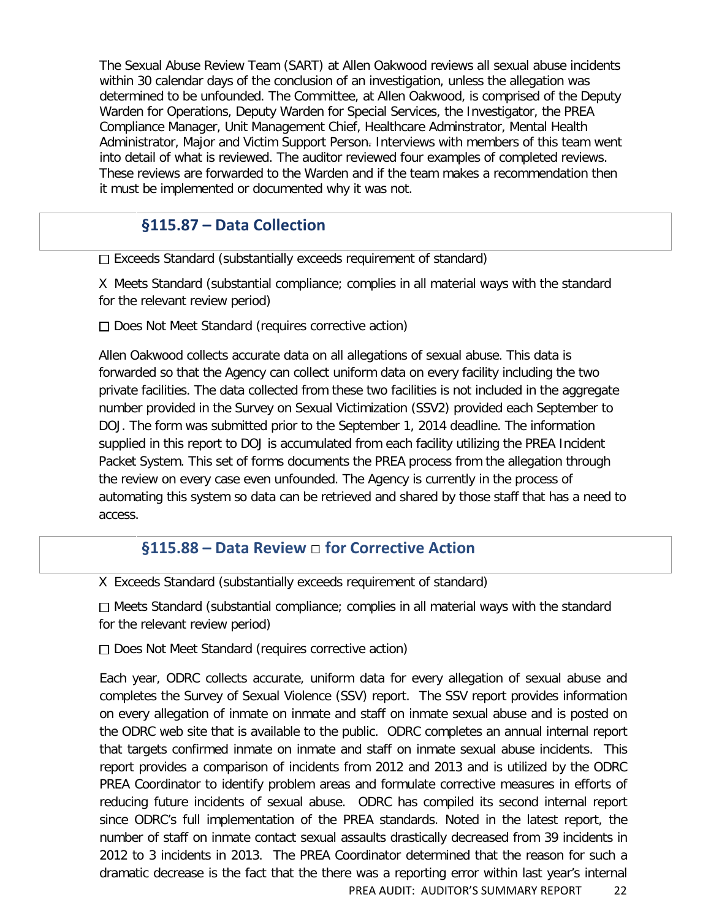The Sexual Abuse Review Team (SART) at Allen Oakwood reviews all sexual abuse incidents within 30 calendar days of the conclusion of an investigation, unless the allegation was determined to be unfounded. The Committee, at Allen Oakwood, is comprised of the Deputy Warden for Operations, Deputy Warden for Special Services, the Investigator, the PREA Compliance Manager, Unit Management Chief, Healthcare Adminstrator, Mental Health Administrator, Major and Victim Support Person. Interviews with members of this team went into detail of what is reviewed. The auditor reviewed four examples of completed reviews. These reviews are forwarded to the Warden and if the team makes a recommendation then it must be implemented or documented why it was not.

## §115.87 – Data Collection

☐ Exceeds Standard (substantially exceeds requirement of standard)

X Meets Standard (substantial compliance; complies in all material ways with the standard for the relevant review period)

☐ Does Not Meet Standard (requires corrective action)

Allen Oakwood collects accurate data on all allegations of sexual abuse. This data is forwarded so that the Agency can collect uniform data on every facility including the two private facilities. The data collected from these two facilities is not included in the aggregate number provided in the Survey on Sexual Victimization (SSV2) provided each September to DOJ. The form was submitted prior to the September 1, 2014 deadline. The information supplied in this report to DOJ is accumulated from each facility utilizing the PREA Incident Packet System. This set of forms documents the PREA process from the allegation through the review on every case even unfounded. The Agency is currently in the process of automating this system so data can be retrieved and shared by those staff that has a need to access.

## §115.88 – Data Review ☐ for Corrective Action

X Exceeds Standard (substantially exceeds requirement of standard)

☐ Meets Standard (substantial compliance; complies in all material ways with the standard for the relevant review period)

☐ Does Not Meet Standard (requires corrective action)

Each year, ODRC collects accurate, uniform data for every allegation of sexual abuse and completes the Survey of Sexual Violence (SSV) report. The SSV report provides information on every allegation of inmate on inmate and staff on inmate sexual abuse and is posted on the ODRC web site that is available to the public. ODRC completes an annual internal report that targets confirmed inmate on inmate and staff on inmate sexual abuse incidents. This report provides a comparison of incidents from 2012 and 2013 and is utilized by the ODRC PREA Coordinator to identify problem areas and formulate corrective measures in efforts of reducing future incidents of sexual abuse. ODRC has compiled its second internal report since ODRC's full implementation of the PREA standards. Noted in the latest report, the number of staff on inmate contact sexual assaults drastically decreased from 39 incidents in 2012 to 3 incidents in 2013. The PREA Coordinator determined that the reason for such a dramatic decrease is the fact that the there was a reporting error within last year's internal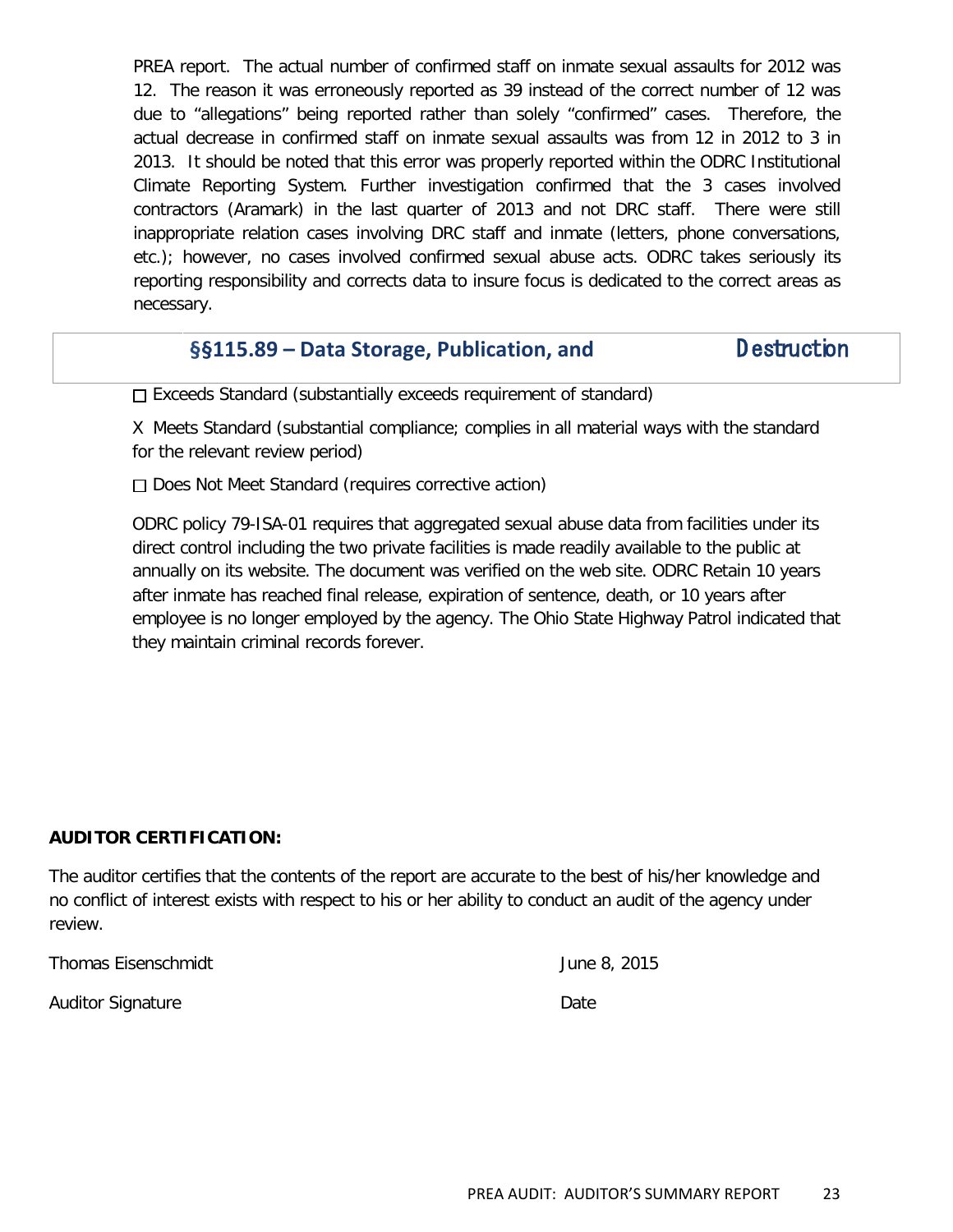PREA report. The actual number of confirmed staff on inmate sexual assaults for 2012 was 12. The reason it was erroneously reported as 39 instead of the correct number of 12 was due to "allegations" being reported rather than solely "confirmed" cases. Therefore, the actual decrease in confirmed staff on inmate sexual assaults was from 12 in 2012 to 3 in 2013. It should be noted that this error was properly reported within the ODRC Institutional Climate Reporting System. Further investigation confirmed that the 3 cases involved contractors (Aramark) in the last quarter of 2013 and not DRC staff. There were still inappropriate relation cases involving DRC staff and inmate (letters, phone conversations, etc.); however, no cases involved confirmed sexual abuse acts. ODRC takes seriously its reporting responsibility and corrects data to insure focus is dedicated to the correct areas as necessary.

## §§115.89 – Data Storage, Publication, and Destruction

☐ Exceeds Standard (substantially exceeds requirement of standard)

X Meets Standard (substantial compliance; complies in all material ways with the standard for the relevant review period)

☐ Does Not Meet Standard (requires corrective action)

ODRC policy 79-ISA-01 requires that aggregated sexual abuse data from facilities under its direct control including the two private facilities is made readily available to the public at annually on its website. The document was verified on the web site. ODRC Retain 10 years after inmate has reached final release, expiration of sentence, death, or 10 years after employee is no longer employed by the agency. The Ohio State Highway Patrol indicated that they maintain criminal records forever.

**AUDITOR CERTIFICATION:**

The auditor certifies that the contents of the report are accurate to the best of his/her knowledge and no conflict of interest exists with respect to his or her ability to conduct an audit of the agency under review.

Thomas Eisenschmidt — June 8, 2015

Auditor Signature — Date